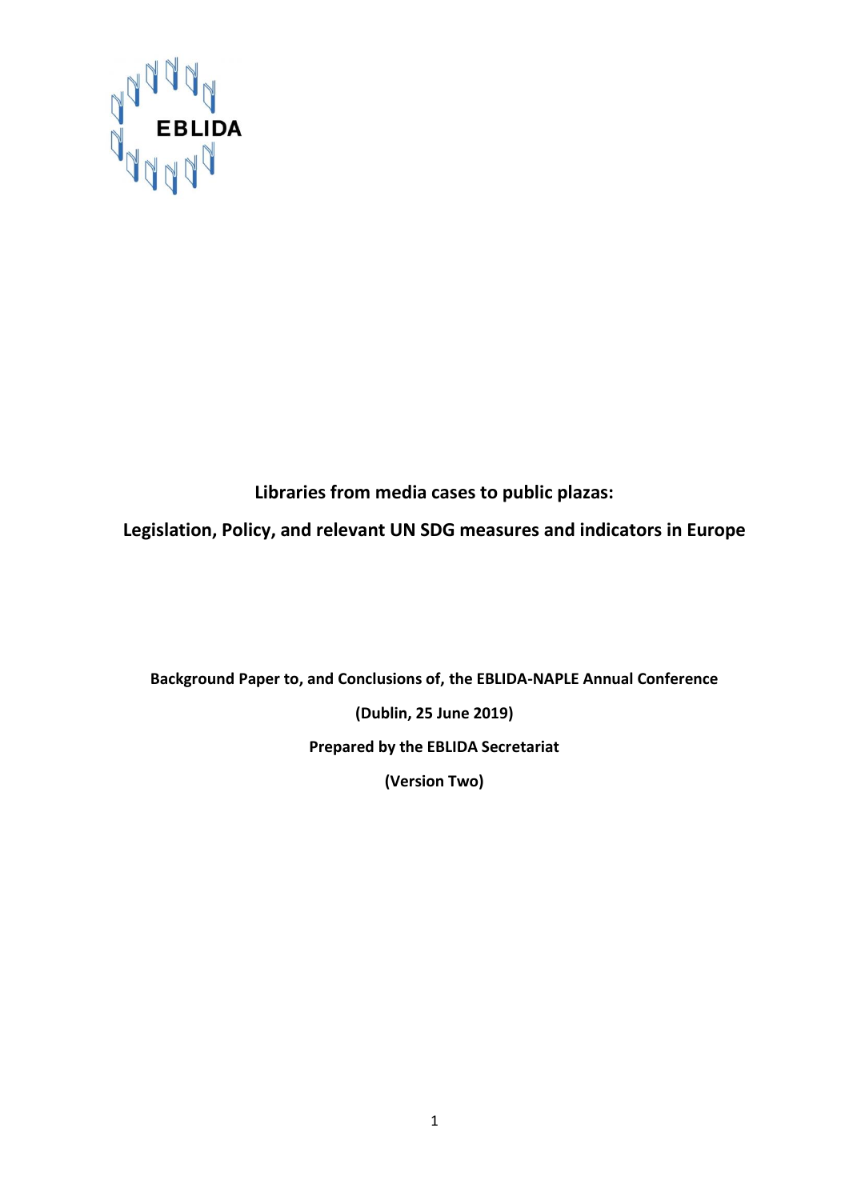EBLIDA

# Libraries from media cases to public plazas:

# Legislation, Policy, and relevant UN SDG measures and indicators in Europe

**Background Paper to, and Conclusions of, the EBLIDA-NAPLE Annual Conference**

**(Dublin, 25 June 2019)**

**Prepared by the EBLIDA Secretariat**

**(Version Two)**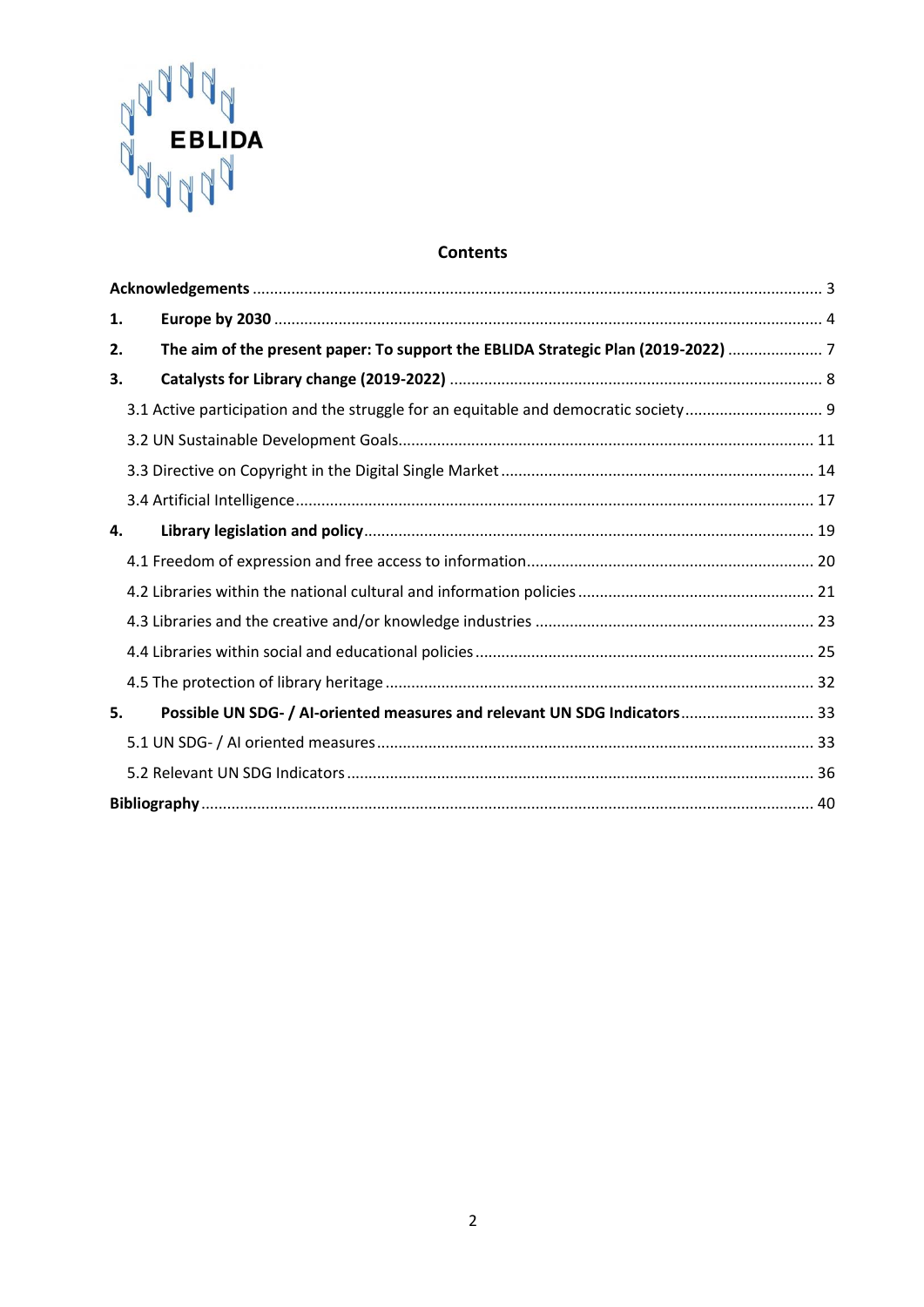EBLIDA

## Contents

**Acknowledgements** ... 3

**1. Europe by 2030** ... 4

**2. The aim of the present paper: To support the EBLIDA Strategic Plan (2019-2022)** ... 7

**3. Catalysts for Library change (2019-2022)** ... 8

3.1 Active participation and the struggle for an equitable and democratic society ... 9

3.2 UN Sustainable Development Goals ... 11

3.3 Directive on Copyright in the Digital Single Market ... 14

3.4 Artificial Intelligence ... 17

**4. Library legislation and policy** ... 19

4.1 Freedom of expression and free access to information ... 20

4.2 Libraries within the national cultural and information policies ... 21

4.3 Libraries and the creative and/or knowledge industries ... 23

4.4 Libraries within social and educational policies ... 25

4.5 The protection of library heritage ... 32

**5. Possible UN SDG- / AI-oriented measures and relevant UN SDG Indicators** ... 33

5.1 UN SDG- / AI oriented measures ... 33

5.2 Relevant UN SDG Indicators ... 36

**Bibliography** ... 40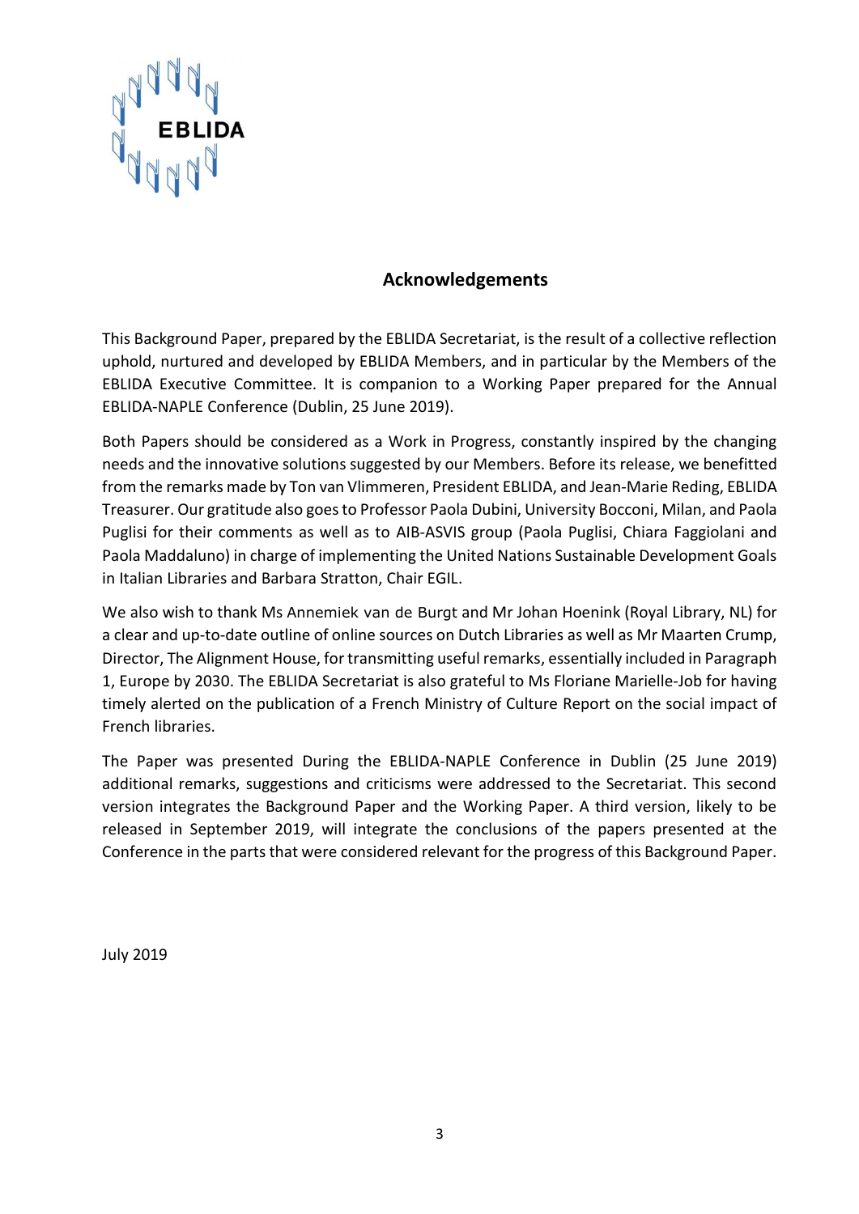## Acknowledgements

This Background Paper, prepared by the EBLIDA Secretariat, is the result of a collective reflection uphold, nurtured and developed by EBLIDA Members, and in particular by the Members of the EBLIDA Executive Committee. It is companion to a Working Paper prepared for the Annual EBLIDA-NAPLE Conference (Dublin, 25 June 2019).

Both Papers should be considered as a Work in Progress, constantly inspired by the changing needs and the innovative solutions suggested by our Members. Before its release, we benefitted from the remarks made by Ton van Vlimmeren, President EBLIDA, and Jean-Marie Reding, EBLIDA Treasurer. Our gratitude also goes to Professor Paola Dubini, University Bocconi, Milan, and Paola Puglisi for their comments as well as to AIB-ASVIS group (Paola Puglisi, Chiara Faggiolani and Paola Maddaluno) in charge of implementing the United Nations Sustainable Development Goals in Italian Libraries and Barbara Stratton, Chair EGIL.

We also wish to thank Ms Annemiek van de Burgt and Mr Johan Hoenink (Royal Library, NL) for a clear and up-to-date outline of online sources on Dutch Libraries as well as Mr Maarten Crump, Director, The Alignment House, for transmitting useful remarks, essentially included in Paragraph 1, Europe by 2030. The EBLIDA Secretariat is also grateful to Ms Floriane Marielle-Job for having timely alerted on the publication of a French Ministry of Culture Report on the social impact of French libraries.

The Paper was presented During the EBLIDA-NAPLE Conference in Dublin (25 June 2019) additional remarks, suggestions and criticisms were addressed to the Secretariat. This second version integrates the Background Paper and the Working Paper. A third version, likely to be released in September 2019, will integrate the conclusions of the papers presented at the Conference in the parts that were considered relevant for the progress of this Background Paper.

July 2019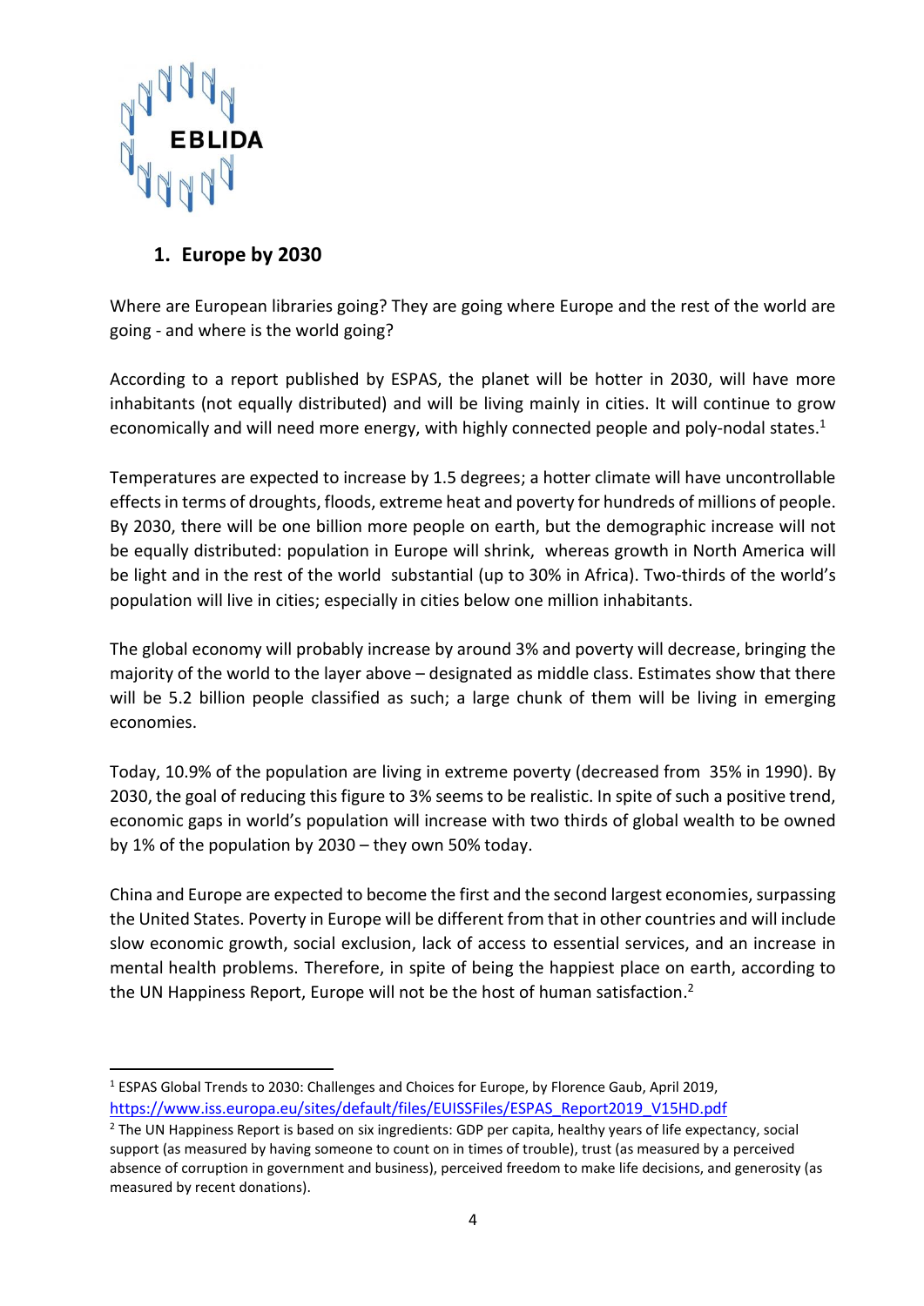## 1. Europe by 2030

Where are European libraries going? They are going where Europe and the rest of the world are going - and where is the world going?

According to a report published by ESPAS, the planet will be hotter in 2030, will have more inhabitants (not equally distributed) and will be living mainly in cities. It will continue to grow economically and will need more energy, with highly connected people and poly-nodal states.[1]

Temperatures are expected to increase by 1.5 degrees; a hotter climate will have uncontrollable effects in terms of droughts, floods, extreme heat and poverty for hundreds of millions of people. By 2030, there will be one billion more people on earth, but the demographic increase will not be equally distributed: population in Europe will shrink, whereas growth in North America will be light and in the rest of the world substantial (up to 30% in Africa). Two-thirds of the world's population will live in cities; especially in cities below one million inhabitants.

The global economy will probably increase by around 3% and poverty will decrease, bringing the majority of the world to the layer above – designated as middle class. Estimates show that there will be 5.2 billion people classified as such; a large chunk of them will be living in emerging economies.

Today, 10.9% of the population are living in extreme poverty (decreased from 35% in 1990). By 2030, the goal of reducing this figure to 3% seems to be realistic. In spite of such a positive trend, economic gaps in world's population will increase with two thirds of global wealth to be owned by 1% of the population by 2030 – they own 50% today.

China and Europe are expected to become the first and the second largest economies, surpassing the United States. Poverty in Europe will be different from that in other countries and will include slow economic growth, social exclusion, lack of access to essential services, and an increase in mental health problems. Therefore, in spite of being the happiest place on earth, according to the UN Happiness Report, Europe will not be the host of human satisfaction.[2]

---

[1] ESPAS Global Trends to 2030: Challenges and Choices for Europe, by Florence Gaub, April 2019, https://www.iss.europa.eu/sites/default/files/EUISSFiles/ESPAS_Report2019_V15HD.pdf

[2] The UN Happiness Report is based on six ingredients: GDP per capita, healthy years of life expectancy, social support (as measured by having someone to count on in times of trouble), trust (as measured by a perceived absence of corruption in government and business), perceived freedom to make life decisions, and generosity (as measured by recent donations).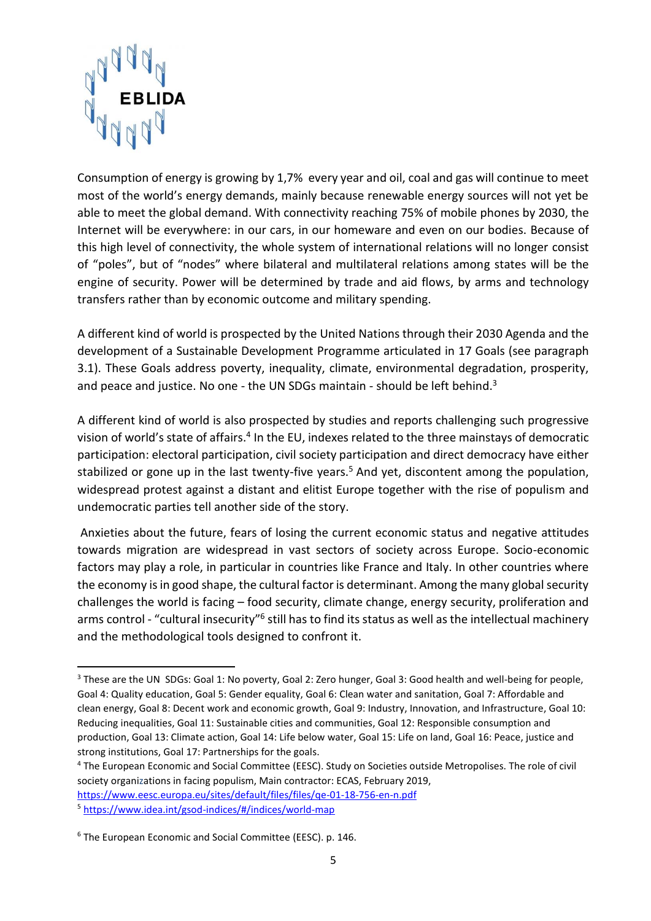Consumption of energy is growing by 1,7% every year and oil, coal and gas will continue to meet most of the world's energy demands, mainly because renewable energy sources will not yet be able to meet the global demand. With connectivity reaching 75% of mobile phones by 2030, the Internet will be everywhere: in our cars, in our homeware and even on our bodies. Because of this high level of connectivity, the whole system of international relations will no longer consist of "poles", but of "nodes" where bilateral and multilateral relations among states will be the engine of security. Power will be determined by trade and aid flows, by arms and technology transfers rather than by economic outcome and military spending.

A different kind of world is prospected by the United Nations through their 2030 Agenda and the development of a Sustainable Development Programme articulated in 17 Goals (see paragraph 3.1). These Goals address poverty, inequality, climate, environmental degradation, prosperity, and peace and justice. No one - the UN SDGs maintain - should be left behind.[3]

A different kind of world is also prospected by studies and reports challenging such progressive vision of world's state of affairs.[4] In the EU, indexes related to the three mainstays of democratic participation: electoral participation, civil society participation and direct democracy have either stabilized or gone up in the last twenty-five years.[5] And yet, discontent among the population, widespread protest against a distant and elitist Europe together with the rise of populism and undemocratic parties tell another side of the story.

Anxieties about the future, fears of losing the current economic status and negative attitudes towards migration are widespread in vast sectors of society across Europe. Socio-economic factors may play a role, in particular in countries like France and Italy. In other countries where the economy is in good shape, the cultural factor is determinant. Among the many global security challenges the world is facing – food security, climate change, energy security, proliferation and arms control - "cultural insecurity"[6] still has to find its status as well as the intellectual machinery and the methodological tools designed to confront it.

---

[3] These are the UN SDGs: Goal 1: No poverty, Goal 2: Zero hunger, Goal 3: Good health and well-being for people, Goal 4: Quality education, Goal 5: Gender equality, Goal 6: Clean water and sanitation, Goal 7: Affordable and clean energy, Goal 8: Decent work and economic growth, Goal 9: Industry, Innovation, and Infrastructure, Goal 10: Reducing inequalities, Goal 11: Sustainable cities and communities, Goal 12: Responsible consumption and production, Goal 13: Climate action, Goal 14: Life below water, Goal 15: Life on land, Goal 16: Peace, justice and strong institutions, Goal 17: Partnerships for the goals.

[4] The European Economic and Social Committee (EESC). Study on Societies outside Metropolises. The role of civil society organizations in facing populism, Main contractor: ECAS, February 2019, https://www.eesc.europa.eu/sites/default/files/files/qe-01-18-756-en-n.pdf

[5] https://www.idea.int/gsod-indices/#/indices/world-map

[6] The European Economic and Social Committee (EESC). p. 146.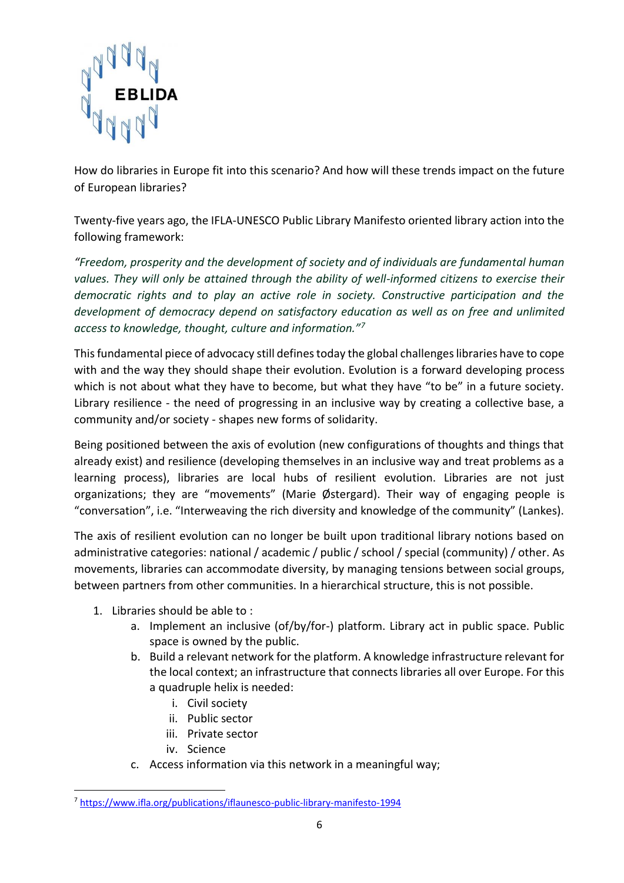How do libraries in Europe fit into this scenario? And how will these trends impact on the future of European libraries?

Twenty-five years ago, the IFLA-UNESCO Public Library Manifesto oriented library action into the following framework:

*"Freedom, prosperity and the development of society and of individuals are fundamental human values. They will only be attained through the ability of well-informed citizens to exercise their democratic rights and to play an active role in society. Constructive participation and the development of democracy depend on satisfactory education as well as on free and unlimited access to knowledge, thought, culture and information."*[7]

This fundamental piece of advocacy still defines today the global challenges libraries have to cope with and the way they should shape their evolution. Evolution is a forward developing process which is not about what they have to become, but what they have "to be" in a future society. Library resilience - the need of progressing in an inclusive way by creating a collective base, a community and/or society - shapes new forms of solidarity.

Being positioned between the axis of evolution (new configurations of thoughts and things that already exist) and resilience (developing themselves in an inclusive way and treat problems as a learning process), libraries are local hubs of resilient evolution. Libraries are not just organizations; they are "movements" (Marie Østergard). Their way of engaging people is "conversation", i.e. "Interweaving the rich diversity and knowledge of the community" (Lankes).

The axis of resilient evolution can no longer be built upon traditional library notions based on administrative categories: national / academic / public / school / special (community) / other. As movements, libraries can accommodate diversity, by managing tensions between social groups, between partners from other communities. In a hierarchical structure, this is not possible.

1. Libraries should be able to :
   a. Implement an inclusive (of/by/for-) platform. Library act in public space. Public space is owned by the public.
   b. Build a relevant network for the platform. A knowledge infrastructure relevant for the local context; an infrastructure that connects libraries all over Europe. For this a quadruple helix is needed:
      i. Civil society
      ii. Public sector
      iii. Private sector
      iv. Science
   c. Access information via this network in a meaningful way;

[7] https://www.ifla.org/publications/iflaunesco-public-library-manifesto-1994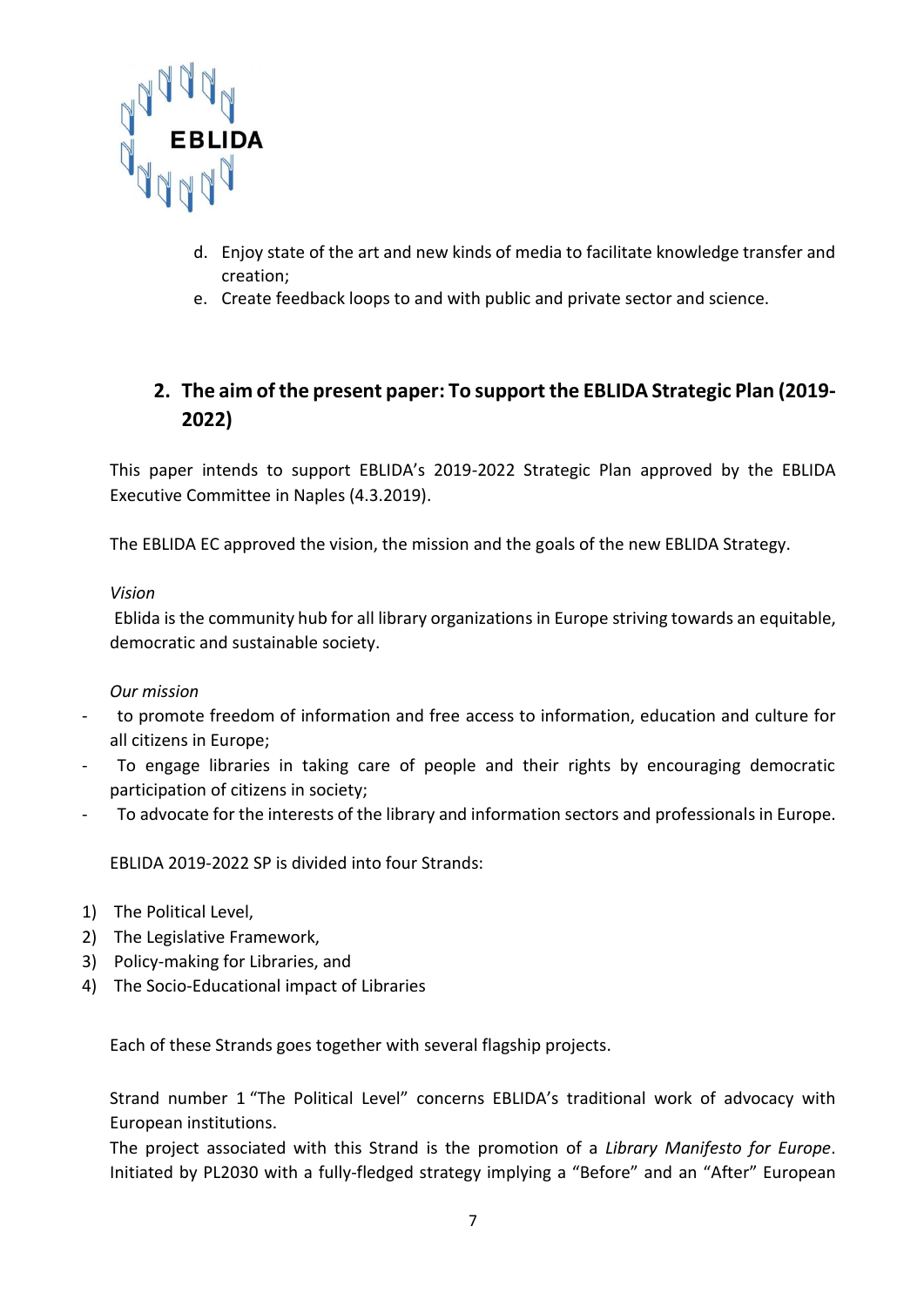d. Enjoy state of the art and new kinds of media to facilitate knowledge transfer and creation;
e. Create feedback loops to and with public and private sector and science.

## 2. The aim of the present paper: To support the EBLIDA Strategic Plan (2019-2022)

This paper intends to support EBLIDA's 2019-2022 Strategic Plan approved by the EBLIDA Executive Committee in Naples (4.3.2019).

The EBLIDA EC approved the vision, the mission and the goals of the new EBLIDA Strategy.

*Vision*

Eblida is the community hub for all library organizations in Europe striving towards an equitable, democratic and sustainable society.

*Our mission*

- to promote freedom of information and free access to information, education and culture for all citizens in Europe;
- To engage libraries in taking care of people and their rights by encouraging democratic participation of citizens in society;
- To advocate for the interests of the library and information sectors and professionals in Europe.

EBLIDA 2019-2022 SP is divided into four Strands:

1) The Political Level,
2) The Legislative Framework,
3) Policy-making for Libraries, and
4) The Socio-Educational impact of Libraries

Each of these Strands goes together with several flagship projects.

Strand number 1 "The Political Level" concerns EBLIDA's traditional work of advocacy with European institutions.

The project associated with this Strand is the promotion of a *Library Manifesto for Europe*. Initiated by PL2030 with a fully-fledged strategy implying a "Before" and an "After" European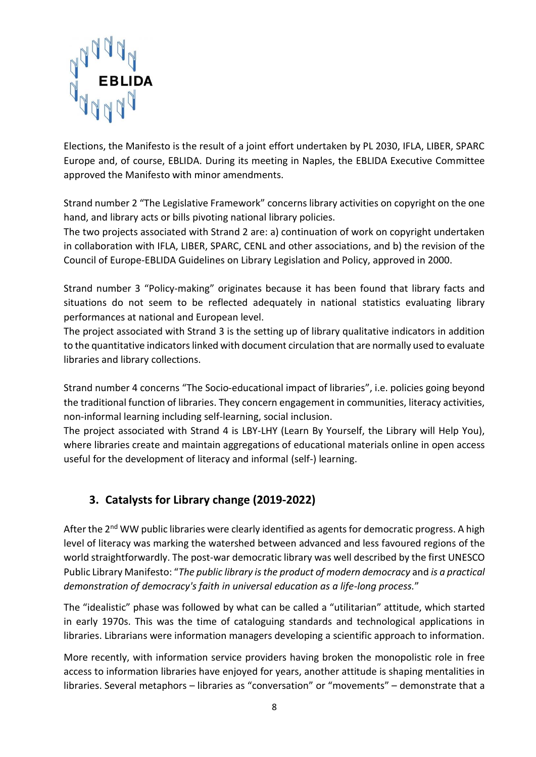Elections, the Manifesto is the result of a joint effort undertaken by PL 2030, IFLA, LIBER, SPARC Europe and, of course, EBLIDA. During its meeting in Naples, the EBLIDA Executive Committee approved the Manifesto with minor amendments.

Strand number 2 "The Legislative Framework" concerns library activities on copyright on the one hand, and library acts or bills pivoting national library policies.
The two projects associated with Strand 2 are: a) continuation of work on copyright undertaken in collaboration with IFLA, LIBER, SPARC, CENL and other associations, and b) the revision of the Council of Europe-EBLIDA Guidelines on Library Legislation and Policy, approved in 2000.

Strand number 3 "Policy-making" originates because it has been found that library facts and situations do not seem to be reflected adequately in national statistics evaluating library performances at national and European level.
The project associated with Strand 3 is the setting up of library qualitative indicators in addition to the quantitative indicators linked with document circulation that are normally used to evaluate libraries and library collections.

Strand number 4 concerns "The Socio-educational impact of libraries", i.e. policies going beyond the traditional function of libraries. They concern engagement in communities, literacy activities, non-informal learning including self-learning, social inclusion.
The project associated with Strand 4 is LBY-LHY (Learn By Yourself, the Library will Help You), where libraries create and maintain aggregations of educational materials online in open access useful for the development of literacy and informal (self-) learning.

## 3. Catalysts for Library change (2019-2022)

After the 2nd WW public libraries were clearly identified as agents for democratic progress. A high level of literacy was marking the watershed between advanced and less favoured regions of the world straightforwardly. The post-war democratic library was well described by the first UNESCO Public Library Manifesto: "*The public library is the product of modern democracy* and *is a practical demonstration of democracy's faith in universal education as a life-long process.*"

The "idealistic" phase was followed by what can be called a "utilitarian" attitude, which started in early 1970s. This was the time of cataloguing standards and technological applications in libraries. Librarians were information managers developing a scientific approach to information.

More recently, with information service providers having broken the monopolistic role in free access to information libraries have enjoyed for years, another attitude is shaping mentalities in libraries. Several metaphors – libraries as "conversation" or "movements" – demonstrate that a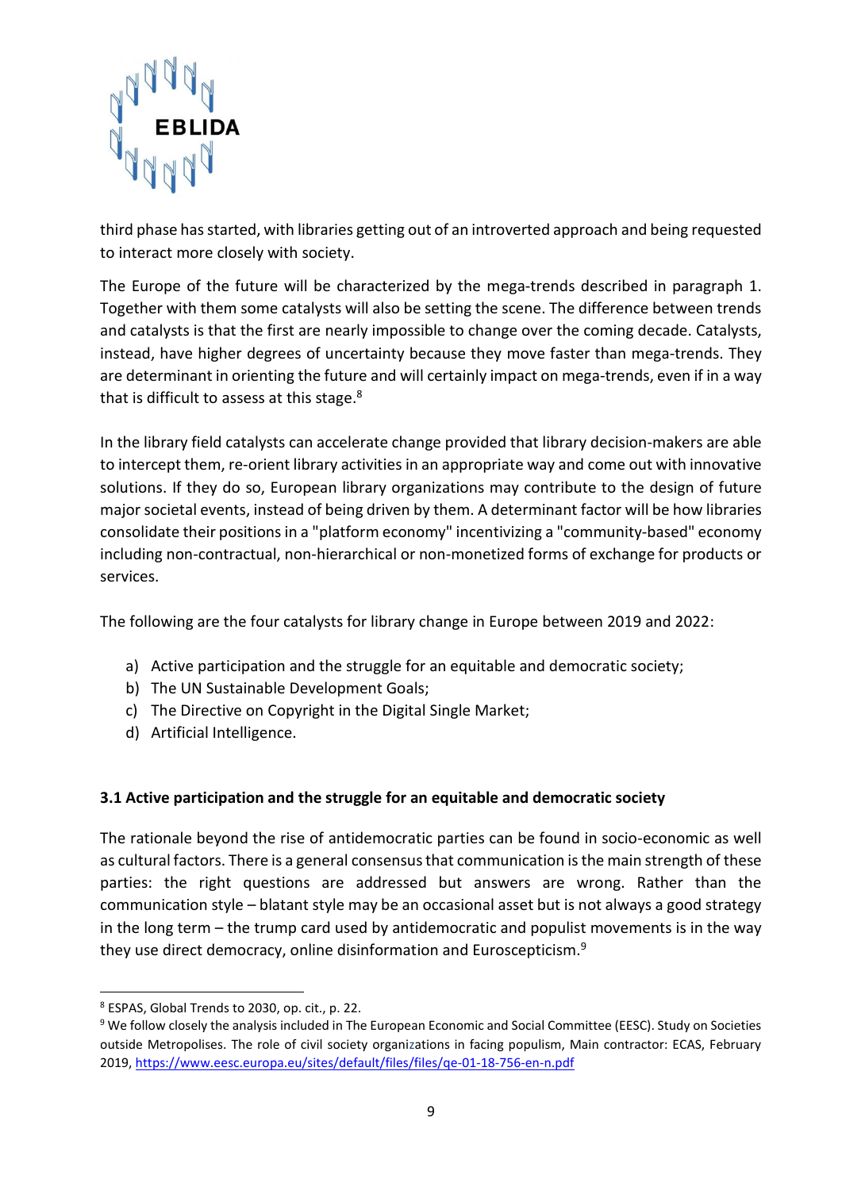third phase has started, with libraries getting out of an introverted approach and being requested to interact more closely with society.

The Europe of the future will be characterized by the mega-trends described in paragraph 1. Together with them some catalysts will also be setting the scene. The difference between trends and catalysts is that the first are nearly impossible to change over the coming decade. Catalysts, instead, have higher degrees of uncertainty because they move faster than mega-trends. They are determinant in orienting the future and will certainly impact on mega-trends, even if in a way that is difficult to assess at this stage.[8]

In the library field catalysts can accelerate change provided that library decision-makers are able to intercept them, re-orient library activities in an appropriate way and come out with innovative solutions. If they do so, European library organizations may contribute to the design of future major societal events, instead of being driven by them. A determinant factor will be how libraries consolidate their positions in a "platform economy" incentivizing a "community-based" economy including non-contractual, non-hierarchical or non-monetized forms of exchange for products or services.

The following are the four catalysts for library change in Europe between 2019 and 2022:

a) Active participation and the struggle for an equitable and democratic society;
b) The UN Sustainable Development Goals;
c) The Directive on Copyright in the Digital Single Market;
d) Artificial Intelligence.

### 3.1 Active participation and the struggle for an equitable and democratic society

The rationale beyond the rise of antidemocratic parties can be found in socio-economic as well as cultural factors. There is a general consensus that communication is the main strength of these parties: the right questions are addressed but answers are wrong. Rather than the communication style – blatant style may be an occasional asset but is not always a good strategy in the long term – the trump card used by antidemocratic and populist movements is in the way they use direct democracy, online disinformation and Euroscepticism.[9]

---

[8] ESPAS, Global Trends to 2030, op. cit., p. 22.

[9] We follow closely the analysis included in The European Economic and Social Committee (EESC). Study on Societies outside Metropolises. The role of civil society organizations in facing populism, Main contractor: ECAS, February 2019, https://www.eesc.europa.eu/sites/default/files/files/qe-01-18-756-en-n.pdf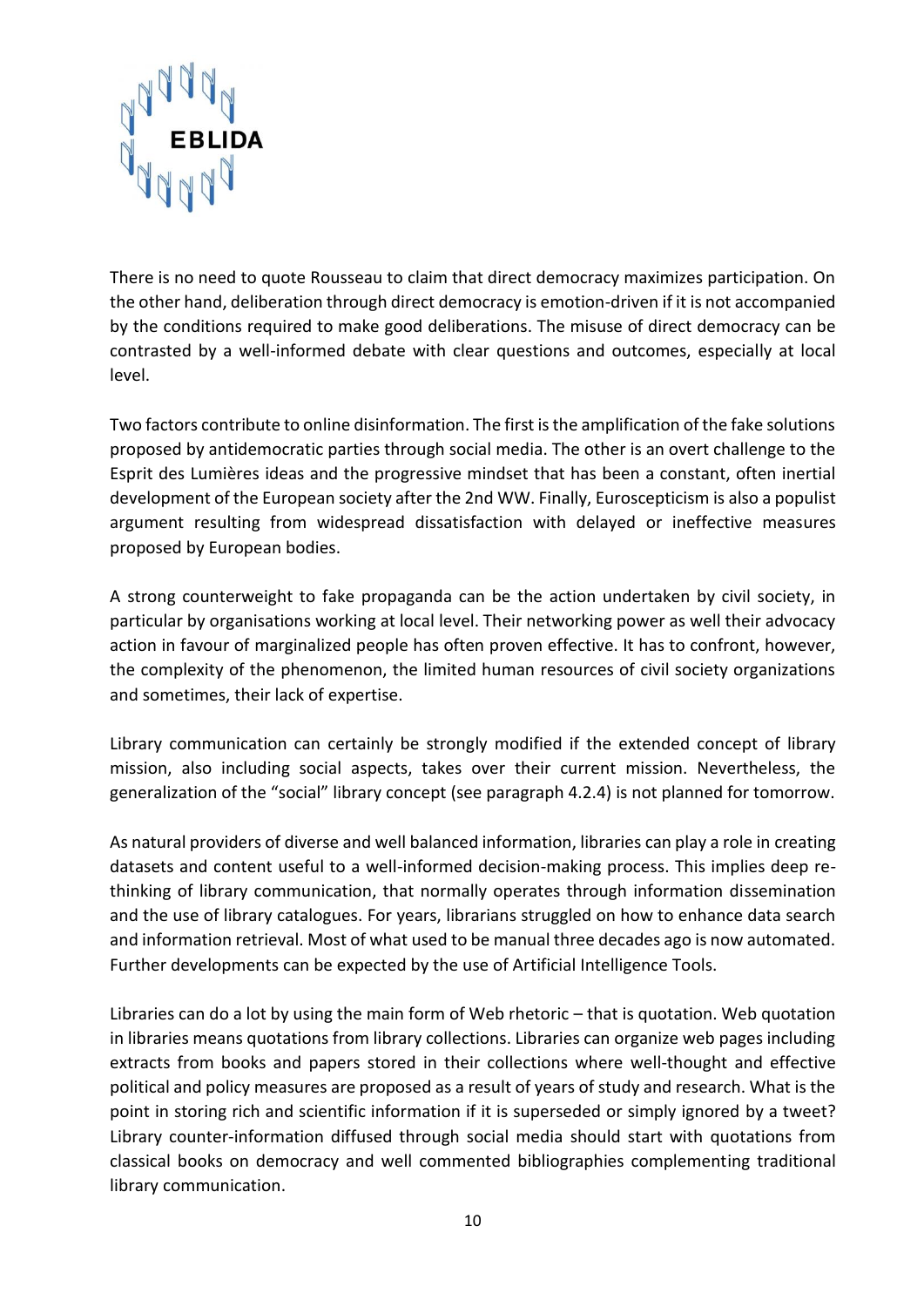There is no need to quote Rousseau to claim that direct democracy maximizes participation. On the other hand, deliberation through direct democracy is emotion-driven if it is not accompanied by the conditions required to make good deliberations. The misuse of direct democracy can be contrasted by a well-informed debate with clear questions and outcomes, especially at local level.

Two factors contribute to online disinformation. The first is the amplification of the fake solutions proposed by antidemocratic parties through social media. The other is an overt challenge to the Esprit des Lumières ideas and the progressive mindset that has been a constant, often inertial development of the European society after the 2nd WW. Finally, Euroscepticism is also a populist argument resulting from widespread dissatisfaction with delayed or ineffective measures proposed by European bodies.

A strong counterweight to fake propaganda can be the action undertaken by civil society, in particular by organisations working at local level. Their networking power as well their advocacy action in favour of marginalized people has often proven effective. It has to confront, however, the complexity of the phenomenon, the limited human resources of civil society organizations and sometimes, their lack of expertise.

Library communication can certainly be strongly modified if the extended concept of library mission, also including social aspects, takes over their current mission. Nevertheless, the generalization of the "social" library concept (see paragraph 4.2.4) is not planned for tomorrow.

As natural providers of diverse and well balanced information, libraries can play a role in creating datasets and content useful to a well-informed decision-making process. This implies deep re-thinking of library communication, that normally operates through information dissemination and the use of library catalogues. For years, librarians struggled on how to enhance data search and information retrieval. Most of what used to be manual three decades ago is now automated. Further developments can be expected by the use of Artificial Intelligence Tools.

Libraries can do a lot by using the main form of Web rhetoric – that is quotation. Web quotation in libraries means quotations from library collections. Libraries can organize web pages including extracts from books and papers stored in their collections where well-thought and effective political and policy measures are proposed as a result of years of study and research. What is the point in storing rich and scientific information if it is superseded or simply ignored by a tweet? Library counter-information diffused through social media should start with quotations from classical books on democracy and well commented bibliographies complementing traditional library communication.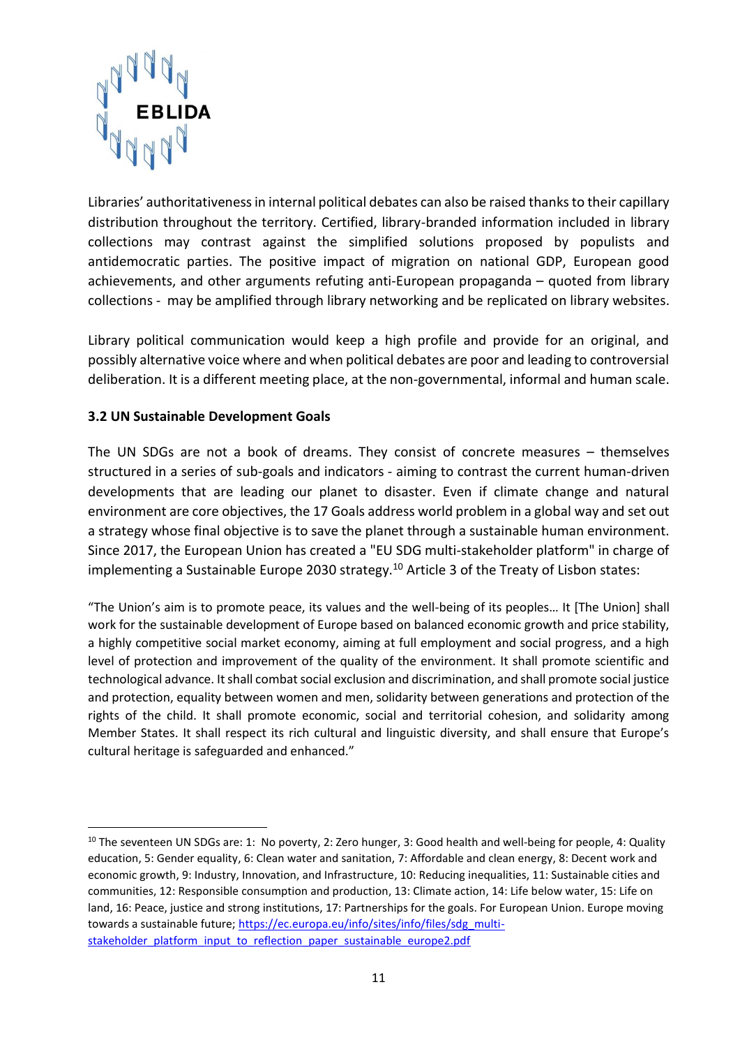Libraries' authoritativeness in internal political debates can also be raised thanks to their capillary distribution throughout the territory. Certified, library-branded information included in library collections may contrast against the simplified solutions proposed by populists and antidemocratic parties. The positive impact of migration on national GDP, European good achievements, and other arguments refuting anti-European propaganda – quoted from library collections - may be amplified through library networking and be replicated on library websites.

Library political communication would keep a high profile and provide for an original, and possibly alternative voice where and when political debates are poor and leading to controversial deliberation. It is a different meeting place, at the non-governmental, informal and human scale.

### 3.2 UN Sustainable Development Goals

The UN SDGs are not a book of dreams. They consist of concrete measures – themselves structured in a series of sub-goals and indicators - aiming to contrast the current human-driven developments that are leading our planet to disaster. Even if climate change and natural environment are core objectives, the 17 Goals address world problem in a global way and set out a strategy whose final objective is to save the planet through a sustainable human environment. Since 2017, the European Union has created a "EU SDG multi-stakeholder platform" in charge of implementing a Sustainable Europe 2030 strategy.[10] Article 3 of the Treaty of Lisbon states:

"The Union's aim is to promote peace, its values and the well-being of its peoples… It [The Union] shall work for the sustainable development of Europe based on balanced economic growth and price stability, a highly competitive social market economy, aiming at full employment and social progress, and a high level of protection and improvement of the quality of the environment. It shall promote scientific and technological advance. It shall combat social exclusion and discrimination, and shall promote social justice and protection, equality between women and men, solidarity between generations and protection of the rights of the child. It shall promote economic, social and territorial cohesion, and solidarity among Member States. It shall respect its rich cultural and linguistic diversity, and shall ensure that Europe's cultural heritage is safeguarded and enhanced."

---

[10] The seventeen UN SDGs are: 1: No poverty, 2: Zero hunger, 3: Good health and well-being for people, 4: Quality education, 5: Gender equality, 6: Clean water and sanitation, 7: Affordable and clean energy, 8: Decent work and economic growth, 9: Industry, Innovation, and Infrastructure, 10: Reducing inequalities, 11: Sustainable cities and communities, 12: Responsible consumption and production, 13: Climate action, 14: Life below water, 15: Life on land, 16: Peace, justice and strong institutions, 17: Partnerships for the goals. For European Union. Europe moving towards a sustainable future; https://ec.europa.eu/info/sites/info/files/sdg_multi-stakeholder_platform_input_to_reflection_paper_sustainable_europe2.pdf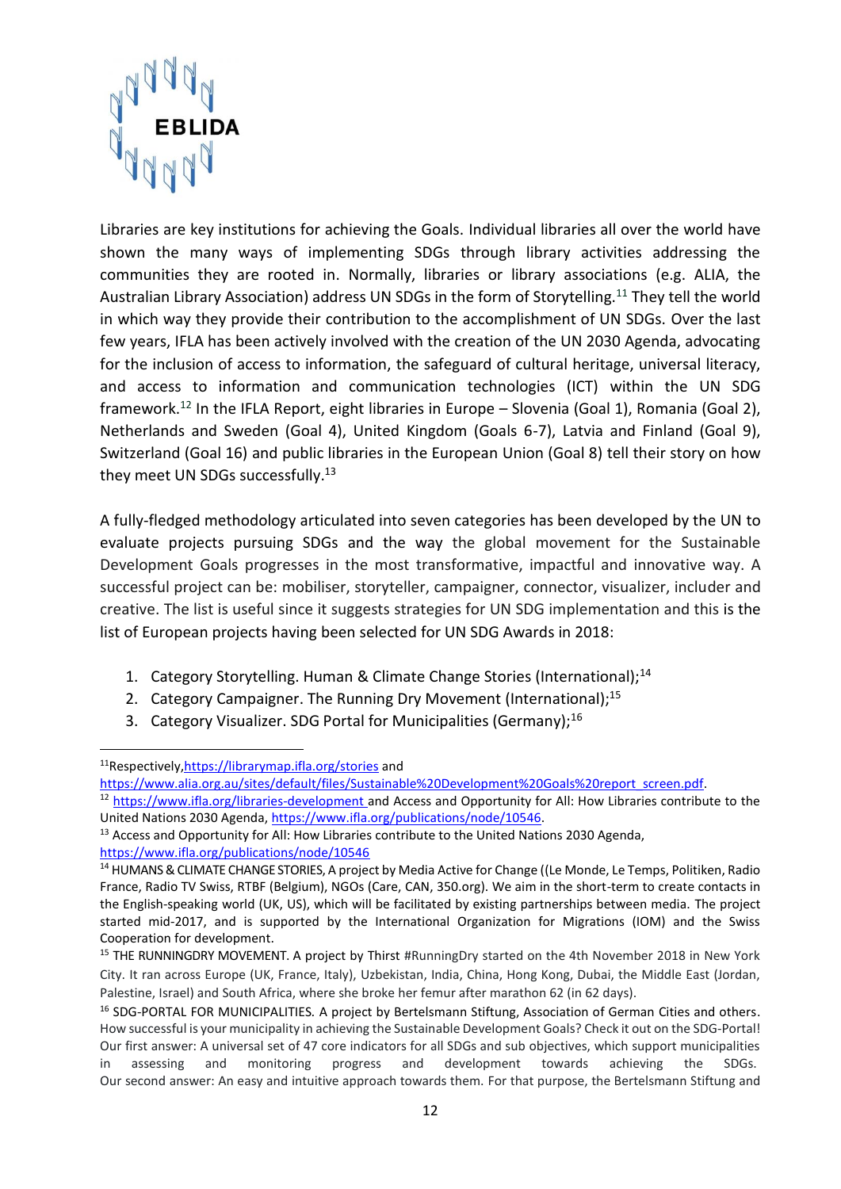Libraries are key institutions for achieving the Goals. Individual libraries all over the world have shown the many ways of implementing SDGs through library activities addressing the communities they are rooted in. Normally, libraries or library associations (e.g. ALIA, the Australian Library Association) address UN SDGs in the form of Storytelling.[11] They tell the world in which way they provide their contribution to the accomplishment of UN SDGs. Over the last few years, IFLA has been actively involved with the creation of the UN 2030 Agenda, advocating for the inclusion of access to information, the safeguard of cultural heritage, universal literacy, and access to information and communication technologies (ICT) within the UN SDG framework.[12] In the IFLA Report, eight libraries in Europe – Slovenia (Goal 1), Romania (Goal 2), Netherlands and Sweden (Goal 4), United Kingdom (Goals 6-7), Latvia and Finland (Goal 9), Switzerland (Goal 16) and public libraries in the European Union (Goal 8) tell their story on how they meet UN SDGs successfully.[13]

A fully-fledged methodology articulated into seven categories has been developed by the UN to evaluate projects pursuing SDGs and the way the global movement for the Sustainable Development Goals progresses in the most transformative, impactful and innovative way. A successful project can be: mobiliser, storyteller, campaigner, connector, visualizer, includer and creative. The list is useful since it suggests strategies for UN SDG implementation and this is the list of European projects having been selected for UN SDG Awards in 2018:

1. Category Storytelling. Human & Climate Change Stories (International);[14]
2. Category Campaigner. The Running Dry Movement (International);[15]
3. Category Visualizer. SDG Portal for Municipalities (Germany);[16]

---

[11] Respectively, https://librarymap.ifla.org/stories and https://www.alia.org.au/sites/default/files/Sustainable%20Development%20Goals%20report_screen.pdf.

[12] https://www.ifla.org/libraries-development and Access and Opportunity for All: How Libraries contribute to the United Nations 2030 Agenda, https://www.ifla.org/publications/node/10546.

[13] Access and Opportunity for All: How Libraries contribute to the United Nations 2030 Agenda, https://www.ifla.org/publications/node/10546

[14] HUMANS & CLIMATE CHANGE STORIES, A project by Media Active for Change ((Le Monde, Le Temps, Politiken, Radio France, Radio TV Swiss, RTBF (Belgium), NGOs (Care, CAN, 350.org). We aim in the short-term to create contacts in the English-speaking world (UK, US), which will be facilitated by existing partnerships between media. The project started mid-2017, and is supported by the International Organization for Migrations (IOM) and the Swiss Cooperation for development.

[15] THE RUNNINGDRY MOVEMENT. A project by Thirst #RunningDry started on the 4th November 2018 in New York City. It ran across Europe (UK, France, Italy), Uzbekistan, India, China, Hong Kong, Dubai, the Middle East (Jordan, Palestine, Israel) and South Africa, where she broke her femur after marathon 62 (in 62 days).

[16] SDG-PORTAL FOR MUNICIPALITIES. A project by Bertelsmann Stiftung, Association of German Cities and others. How successful is your municipality in achieving the Sustainable Development Goals? Check it out on the SDG-Portal! Our first answer: A universal set of 47 core indicators for all SDGs and sub objectives, which support municipalities in assessing and monitoring progress and development towards achieving the SDGs. Our second answer: An easy and intuitive approach towards them. For that purpose, the Bertelsmann Stiftung and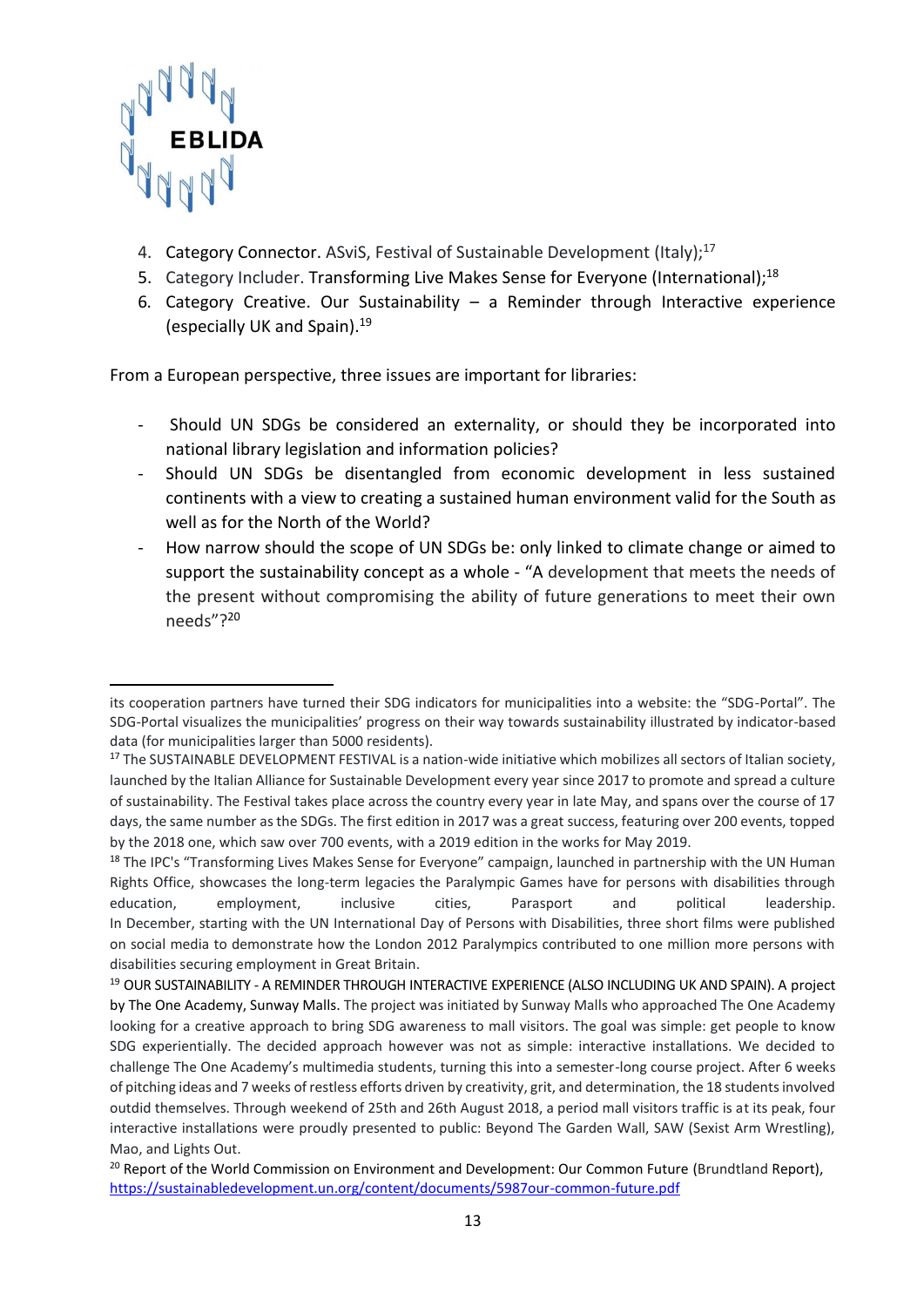4. Category Connector. ASviS, Festival of Sustainable Development (Italy);[17]
5. Category Includer. Transforming Live Makes Sense for Everyone (International);[18]
6. Category Creative. Our Sustainability – a Reminder through Interactive experience (especially UK and Spain).[19]

From a European perspective, three issues are important for libraries:

- Should UN SDGs be considered an externality, or should they be incorporated into national library legislation and information policies?
- Should UN SDGs be disentangled from economic development in less sustained continents with a view to creating a sustained human environment valid for the South as well as for the North of the World?
- How narrow should the scope of UN SDGs be: only linked to climate change or aimed to support the sustainability concept as a whole - "A development that meets the needs of the present without compromising the ability of future generations to meet their own needs"?[20]

---

its cooperation partners have turned their SDG indicators for municipalities into a website: the "SDG-Portal". The SDG-Portal visualizes the municipalities' progress on their way towards sustainability illustrated by indicator-based data (for municipalities larger than 5000 residents).

[17] The SUSTAINABLE DEVELOPMENT FESTIVAL is a nation-wide initiative which mobilizes all sectors of Italian society, launched by the Italian Alliance for Sustainable Development every year since 2017 to promote and spread a culture of sustainability. The Festival takes place across the country every year in late May, and spans over the course of 17 days, the same number as the SDGs. The first edition in 2017 was a great success, featuring over 200 events, topped by the 2018 one, which saw over 700 events, with a 2019 edition in the works for May 2019.

[18] The IPC's "Transforming Lives Makes Sense for Everyone" campaign, launched in partnership with the UN Human Rights Office, showcases the long-term legacies the Paralympic Games have for persons with disabilities through education, employment, inclusive cities, Parasport and political leadership. In December, starting with the UN International Day of Persons with Disabilities, three short films were published on social media to demonstrate how the London 2012 Paralympics contributed to one million more persons with disabilities securing employment in Great Britain.

[19] OUR SUSTAINABILITY - A REMINDER THROUGH INTERACTIVE EXPERIENCE (ALSO INCLUDING UK AND SPAIN). A project by The One Academy, Sunway Malls. The project was initiated by Sunway Malls who approached The One Academy looking for a creative approach to bring SDG awareness to mall visitors. The goal was simple: get people to know SDG experientially. The decided approach however was not as simple: interactive installations. We decided to challenge The One Academy's multimedia students, turning this into a semester-long course project. After 6 weeks of pitching ideas and 7 weeks of restless efforts driven by creativity, grit, and determination, the 18 students involved outdid themselves. Through weekend of 25th and 26th August 2018, a period mall visitors traffic is at its peak, four interactive installations were proudly presented to public: Beyond The Garden Wall, SAW (Sexist Arm Wrestling), Mao, and Lights Out.

[20] Report of the World Commission on Environment and Development: Our Common Future (Brundtland Report), https://sustainabledevelopment.un.org/content/documents/5987our-common-future.pdf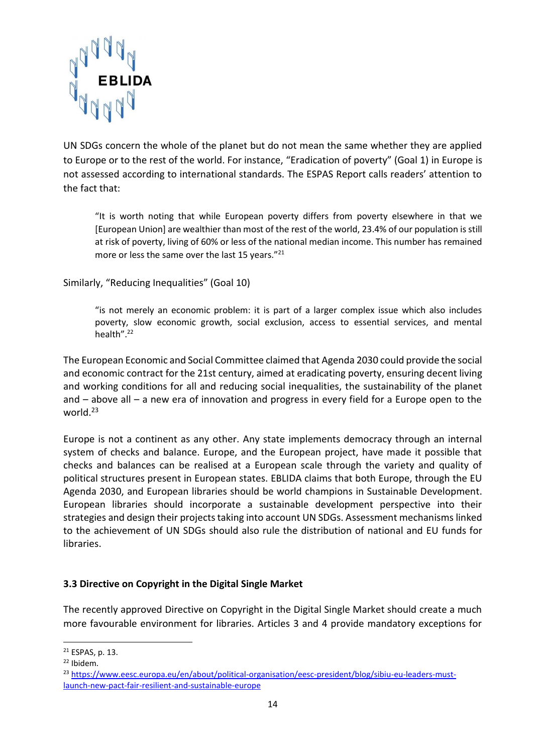UN SDGs concern the whole of the planet but do not mean the same whether they are applied to Europe or to the rest of the world. For instance, "Eradication of poverty" (Goal 1) in Europe is not assessed according to international standards. The ESPAS Report calls readers' attention to the fact that:

> "It is worth noting that while European poverty differs from poverty elsewhere in that we [European Union] are wealthier than most of the rest of the world, 23.4% of our population is still at risk of poverty, living of 60% or less of the national median income. This number has remained more or less the same over the last 15 years."[21]

Similarly, "Reducing Inequalities" (Goal 10)

> "is not merely an economic problem: it is part of a larger complex issue which also includes poverty, slow economic growth, social exclusion, access to essential services, and mental health".[22]

The European Economic and Social Committee claimed that Agenda 2030 could provide the social and economic contract for the 21st century, aimed at eradicating poverty, ensuring decent living and working conditions for all and reducing social inequalities, the sustainability of the planet and – above all – a new era of innovation and progress in every field for a Europe open to the world.[23]

Europe is not a continent as any other. Any state implements democracy through an internal system of checks and balance. Europe, and the European project, have made it possible that checks and balances can be realised at a European scale through the variety and quality of political structures present in European states. EBLIDA claims that both Europe, through the EU Agenda 2030, and European libraries should be world champions in Sustainable Development. European libraries should incorporate a sustainable development perspective into their strategies and design their projects taking into account UN SDGs. Assessment mechanisms linked to the achievement of UN SDGs should also rule the distribution of national and EU funds for libraries.

### 3.3 Directive on Copyright in the Digital Single Market

The recently approved Directive on Copyright in the Digital Single Market should create a much more favourable environment for libraries. Articles 3 and 4 provide mandatory exceptions for

---

[21] ESPAS, p. 13.

[22] Ibidem.

[23] https://www.eesc.europa.eu/en/about/political-organisation/eesc-president/blog/sibiu-eu-leaders-must-launch-new-pact-fair-resilient-and-sustainable-europe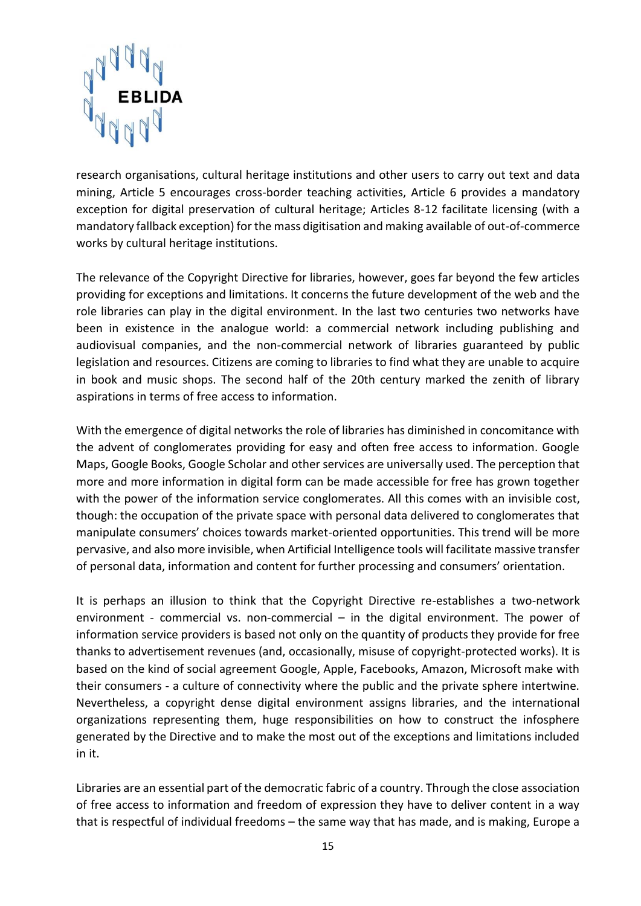research organisations, cultural heritage institutions and other users to carry out text and data mining, Article 5 encourages cross-border teaching activities, Article 6 provides a mandatory exception for digital preservation of cultural heritage; Articles 8-12 facilitate licensing (with a mandatory fallback exception) for the mass digitisation and making available of out-of-commerce works by cultural heritage institutions.

The relevance of the Copyright Directive for libraries, however, goes far beyond the few articles providing for exceptions and limitations. It concerns the future development of the web and the role libraries can play in the digital environment. In the last two centuries two networks have been in existence in the analogue world: a commercial network including publishing and audiovisual companies, and the non-commercial network of libraries guaranteed by public legislation and resources. Citizens are coming to libraries to find what they are unable to acquire in book and music shops. The second half of the 20th century marked the zenith of library aspirations in terms of free access to information.

With the emergence of digital networks the role of libraries has diminished in concomitance with the advent of conglomerates providing for easy and often free access to information. Google Maps, Google Books, Google Scholar and other services are universally used. The perception that more and more information in digital form can be made accessible for free has grown together with the power of the information service conglomerates. All this comes with an invisible cost, though: the occupation of the private space with personal data delivered to conglomerates that manipulate consumers' choices towards market-oriented opportunities. This trend will be more pervasive, and also more invisible, when Artificial Intelligence tools will facilitate massive transfer of personal data, information and content for further processing and consumers' orientation.

It is perhaps an illusion to think that the Copyright Directive re-establishes a two-network environment - commercial vs. non-commercial – in the digital environment. The power of information service providers is based not only on the quantity of products they provide for free thanks to advertisement revenues (and, occasionally, misuse of copyright-protected works). It is based on the kind of social agreement Google, Apple, Facebooks, Amazon, Microsoft make with their consumers - a culture of connectivity where the public and the private sphere intertwine. Nevertheless, a copyright dense digital environment assigns libraries, and the international organizations representing them, huge responsibilities on how to construct the infosphere generated by the Directive and to make the most out of the exceptions and limitations included in it.

Libraries are an essential part of the democratic fabric of a country. Through the close association of free access to information and freedom of expression they have to deliver content in a way that is respectful of individual freedoms – the same way that has made, and is making, Europe a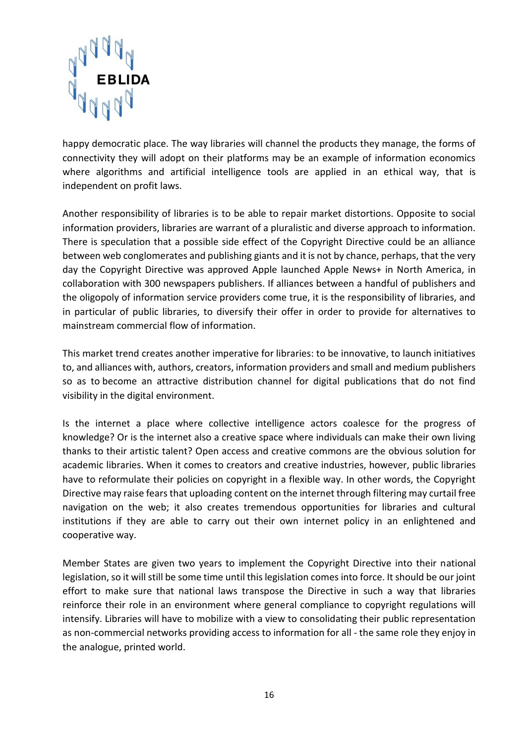happy democratic place. The way libraries will channel the products they manage, the forms of connectivity they will adopt on their platforms may be an example of information economics where algorithms and artificial intelligence tools are applied in an ethical way, that is independent on profit laws.

Another responsibility of libraries is to be able to repair market distortions. Opposite to social information providers, libraries are warrant of a pluralistic and diverse approach to information. There is speculation that a possible side effect of the Copyright Directive could be an alliance between web conglomerates and publishing giants and it is not by chance, perhaps, that the very day the Copyright Directive was approved Apple launched Apple News+ in North America, in collaboration with 300 newspapers publishers. If alliances between a handful of publishers and the oligopoly of information service providers come true, it is the responsibility of libraries, and in particular of public libraries, to diversify their offer in order to provide for alternatives to mainstream commercial flow of information.

This market trend creates another imperative for libraries: to be innovative, to launch initiatives to, and alliances with, authors, creators, information providers and small and medium publishers so as to become an attractive distribution channel for digital publications that do not find visibility in the digital environment.

Is the internet a place where collective intelligence actors coalesce for the progress of knowledge? Or is the internet also a creative space where individuals can make their own living thanks to their artistic talent? Open access and creative commons are the obvious solution for academic libraries. When it comes to creators and creative industries, however, public libraries have to reformulate their policies on copyright in a flexible way. In other words, the Copyright Directive may raise fears that uploading content on the internet through filtering may curtail free navigation on the web; it also creates tremendous opportunities for libraries and cultural institutions if they are able to carry out their own internet policy in an enlightened and cooperative way.

Member States are given two years to implement the Copyright Directive into their national legislation, so it will still be some time until this legislation comes into force. It should be our joint effort to make sure that national laws transpose the Directive in such a way that libraries reinforce their role in an environment where general compliance to copyright regulations will intensify. Libraries will have to mobilize with a view to consolidating their public representation as non-commercial networks providing access to information for all - the same role they enjoy in the analogue, printed world.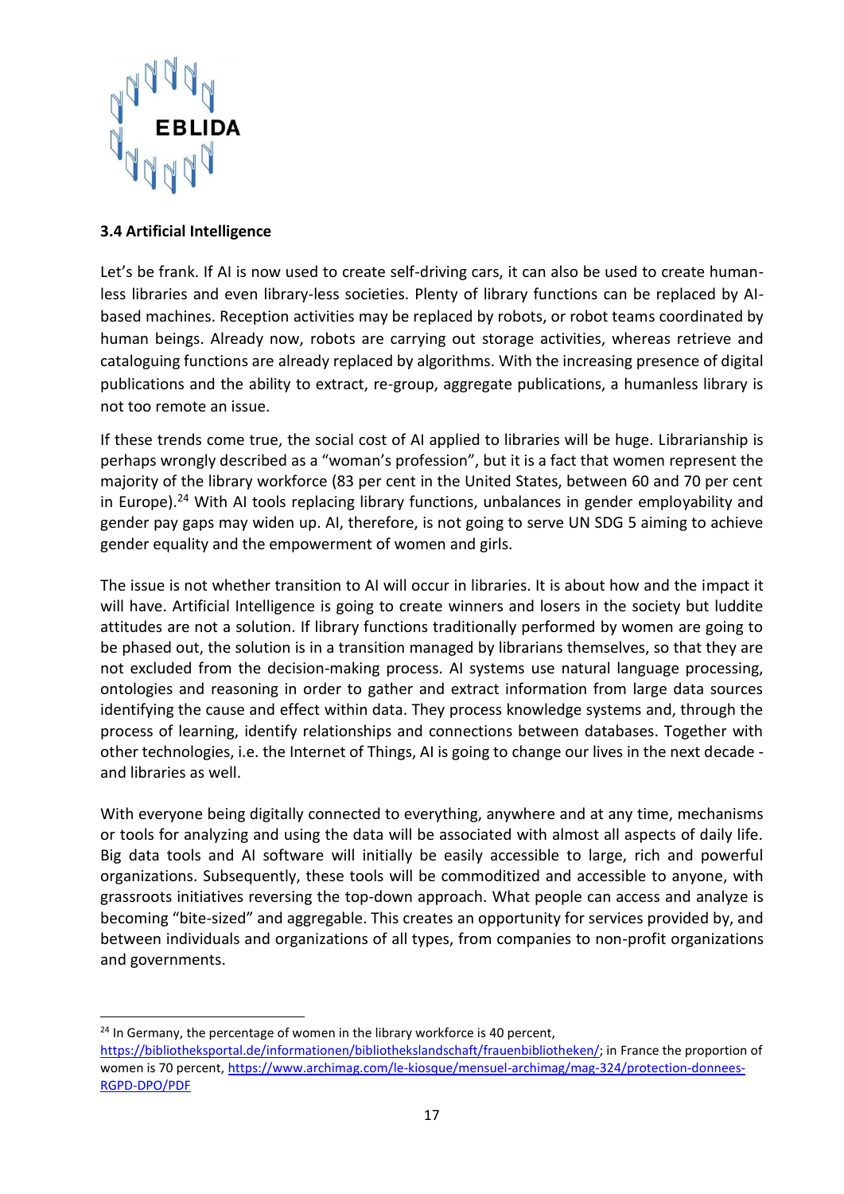### 3.4 Artificial Intelligence

Let's be frank. If AI is now used to create self-driving cars, it can also be used to create human-less libraries and even library-less societies. Plenty of library functions can be replaced by AI-based machines. Reception activities may be replaced by robots, or robot teams coordinated by human beings. Already now, robots are carrying out storage activities, whereas retrieve and cataloguing functions are already replaced by algorithms. With the increasing presence of digital publications and the ability to extract, re-group, aggregate publications, a humanless library is not too remote an issue.

If these trends come true, the social cost of AI applied to libraries will be huge. Librarianship is perhaps wrongly described as a "woman's profession", but it is a fact that women represent the majority of the library workforce (83 per cent in the United States, between 60 and 70 per cent in Europe).[24] With AI tools replacing library functions, unbalances in gender employability and gender pay gaps may widen up. AI, therefore, is not going to serve UN SDG 5 aiming to achieve gender equality and the empowerment of women and girls.

The issue is not whether transition to AI will occur in libraries. It is about how and the impact it will have. Artificial Intelligence is going to create winners and losers in the society but luddite attitudes are not a solution. If library functions traditionally performed by women are going to be phased out, the solution is in a transition managed by librarians themselves, so that they are not excluded from the decision-making process. AI systems use natural language processing, ontologies and reasoning in order to gather and extract information from large data sources identifying the cause and effect within data. They process knowledge systems and, through the process of learning, identify relationships and connections between databases. Together with other technologies, i.e. the Internet of Things, AI is going to change our lives in the next decade - and libraries as well.

With everyone being digitally connected to everything, anywhere and at any time, mechanisms or tools for analyzing and using the data will be associated with almost all aspects of daily life. Big data tools and AI software will initially be easily accessible to large, rich and powerful organizations. Subsequently, these tools will be commoditized and accessible to anyone, with grassroots initiatives reversing the top-down approach. What people can access and analyze is becoming "bite-sized" and aggregable. This creates an opportunity for services provided by, and between individuals and organizations of all types, from companies to non-profit organizations and governments.

---

[24] In Germany, the percentage of women in the library workforce is 40 percent, https://bibliotheksportal.de/informationen/bibliothekslandschaft/frauenbibliotheken/; in France the proportion of women is 70 percent, https://www.archimag.com/le-kiosque/mensuel-archimag/mag-324/protection-donnees-RGPD-DPO/PDF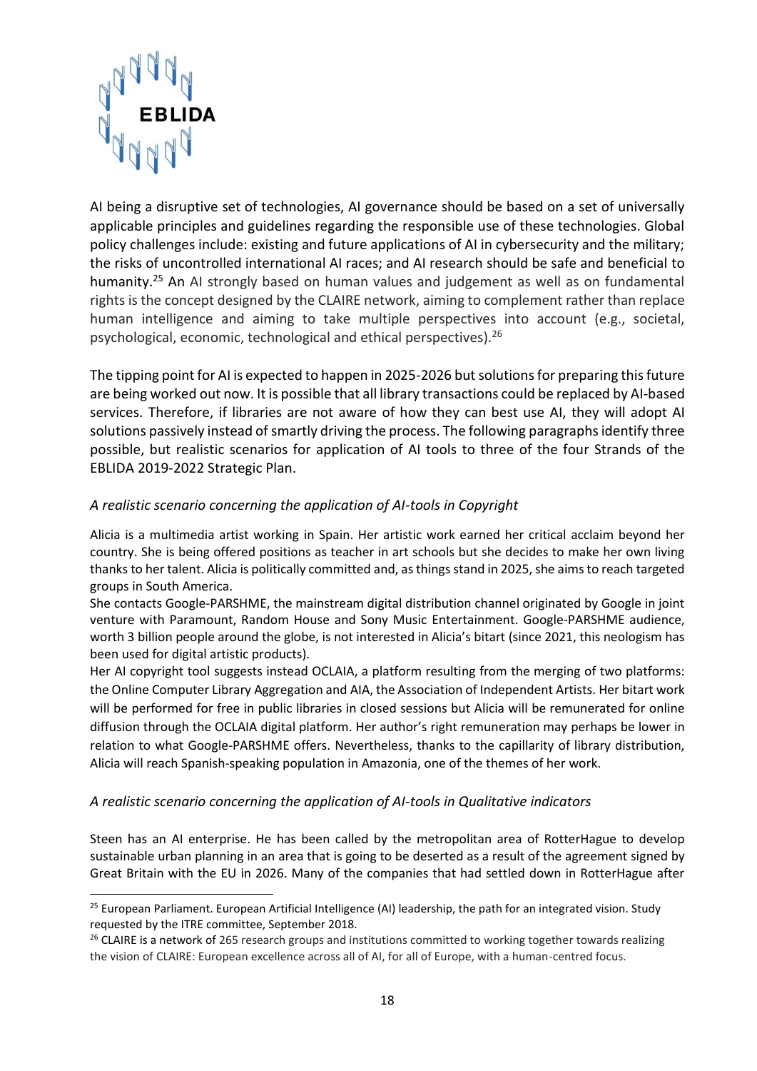AI being a disruptive set of technologies, AI governance should be based on a set of universally applicable principles and guidelines regarding the responsible use of these technologies. Global policy challenges include: existing and future applications of AI in cybersecurity and the military; the risks of uncontrolled international AI races; and AI research should be safe and beneficial to humanity.[25] An AI strongly based on human values and judgement as well as on fundamental rights is the concept designed by the CLAIRE network, aiming to complement rather than replace human intelligence and aiming to take multiple perspectives into account (e.g., societal, psychological, economic, technological and ethical perspectives).[26]

The tipping point for AI is expected to happen in 2025-2026 but solutions for preparing this future are being worked out now. It is possible that all library transactions could be replaced by AI-based services. Therefore, if libraries are not aware of how they can best use AI, they will adopt AI solutions passively instead of smartly driving the process. The following paragraphs identify three possible, but realistic scenarios for application of AI tools to three of the four Strands of the EBLIDA 2019-2022 Strategic Plan.

*A realistic scenario concerning the application of AI-tools in Copyright*

Alicia is a multimedia artist working in Spain. Her artistic work earned her critical acclaim beyond her country. She is being offered positions as teacher in art schools but she decides to make her own living thanks to her talent. Alicia is politically committed and, as things stand in 2025, she aims to reach targeted groups in South America.
She contacts Google-PARSHME, the mainstream digital distribution channel originated by Google in joint venture with Paramount, Random House and Sony Music Entertainment. Google-PARSHME audience, worth 3 billion people around the globe, is not interested in Alicia's bitart (since 2021, this neologism has been used for digital artistic products).
Her AI copyright tool suggests instead OCLAIA, a platform resulting from the merging of two platforms: the Online Computer Library Aggregation and AIA, the Association of Independent Artists. Her bitart work will be performed for free in public libraries in closed sessions but Alicia will be remunerated for online diffusion through the OCLAIA digital platform. Her author's right remuneration may perhaps be lower in relation to what Google-PARSHME offers. Nevertheless, thanks to the capillarity of library distribution, Alicia will reach Spanish-speaking population in Amazonia, one of the themes of her work.

*A realistic scenario concerning the application of AI-tools in Qualitative indicators*

Steen has an AI enterprise. He has been called by the metropolitan area of RotterHague to develop sustainable urban planning in an area that is going to be deserted as a result of the agreement signed by Great Britain with the EU in 2026. Many of the companies that had settled down in RotterHague after

[25] European Parliament. European Artificial Intelligence (AI) leadership, the path for an integrated vision. Study requested by the ITRE committee, September 2018.

[26] CLAIRE is a network of 265 research groups and institutions committed to working together towards realizing the vision of CLAIRE: European excellence across all of AI, for all of Europe, with a human-centred focus.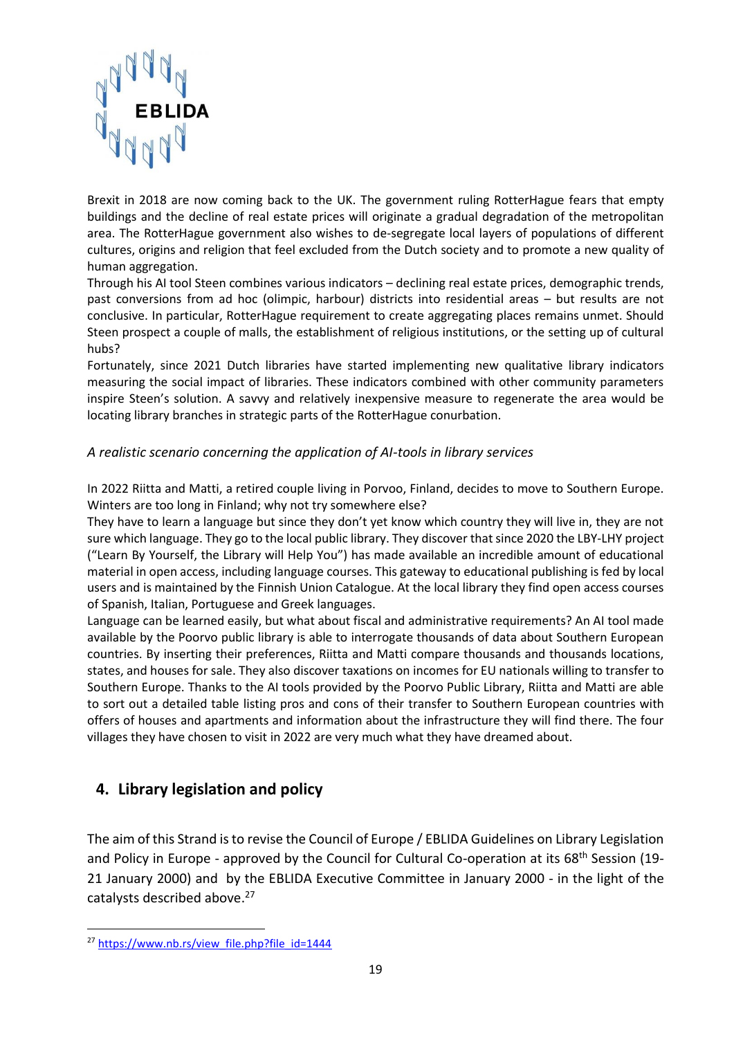Brexit in 2018 are now coming back to the UK. The government ruling RotterHague fears that empty buildings and the decline of real estate prices will originate a gradual degradation of the metropolitan area. The RotterHague government also wishes to de-segregate local layers of populations of different cultures, origins and religion that feel excluded from the Dutch society and to promote a new quality of human aggregation.

Through his AI tool Steen combines various indicators – declining real estate prices, demographic trends, past conversions from ad hoc (olimpic, harbour) districts into residential areas – but results are not conclusive. In particular, RotterHague requirement to create aggregating places remains unmet. Should Steen prospect a couple of malls, the establishment of religious institutions, or the setting up of cultural hubs?

Fortunately, since 2021 Dutch libraries have started implementing new qualitative library indicators measuring the social impact of libraries. These indicators combined with other community parameters inspire Steen's solution. A savvy and relatively inexpensive measure to regenerate the area would be locating library branches in strategic parts of the RotterHague conurbation.

*A realistic scenario concerning the application of AI-tools in library services*

In 2022 Riitta and Matti, a retired couple living in Porvoo, Finland, decides to move to Southern Europe. Winters are too long in Finland; why not try somewhere else?

They have to learn a language but since they don't yet know which country they will live in, they are not sure which language. They go to the local public library. They discover that since 2020 the LBY-LHY project ("Learn By Yourself, the Library will Help You") has made available an incredible amount of educational material in open access, including language courses. This gateway to educational publishing is fed by local users and is maintained by the Finnish Union Catalogue. At the local library they find open access courses of Spanish, Italian, Portuguese and Greek languages.

Language can be learned easily, but what about fiscal and administrative requirements? An AI tool made available by the Poorvo public library is able to interrogate thousands of data about Southern European countries. By inserting their preferences, Riitta and Matti compare thousands and thousands locations, states, and houses for sale. They also discover taxations on incomes for EU nationals willing to transfer to Southern Europe. Thanks to the AI tools provided by the Poorvo Public Library, Riitta and Matti are able to sort out a detailed table listing pros and cons of their transfer to Southern European countries with offers of houses and apartments and information about the infrastructure they will find there. The four villages they have chosen to visit in 2022 are very much what they have dreamed about.

## 4. Library legislation and policy

The aim of this Strand is to revise the Council of Europe / EBLIDA Guidelines on Library Legislation and Policy in Europe - approved by the Council for Cultural Co-operation at its 68th Session (19-21 January 2000) and by the EBLIDA Executive Committee in January 2000 - in the light of the catalysts described above.[27]

[27] https://www.nb.rs/view_file.php?file_id=1444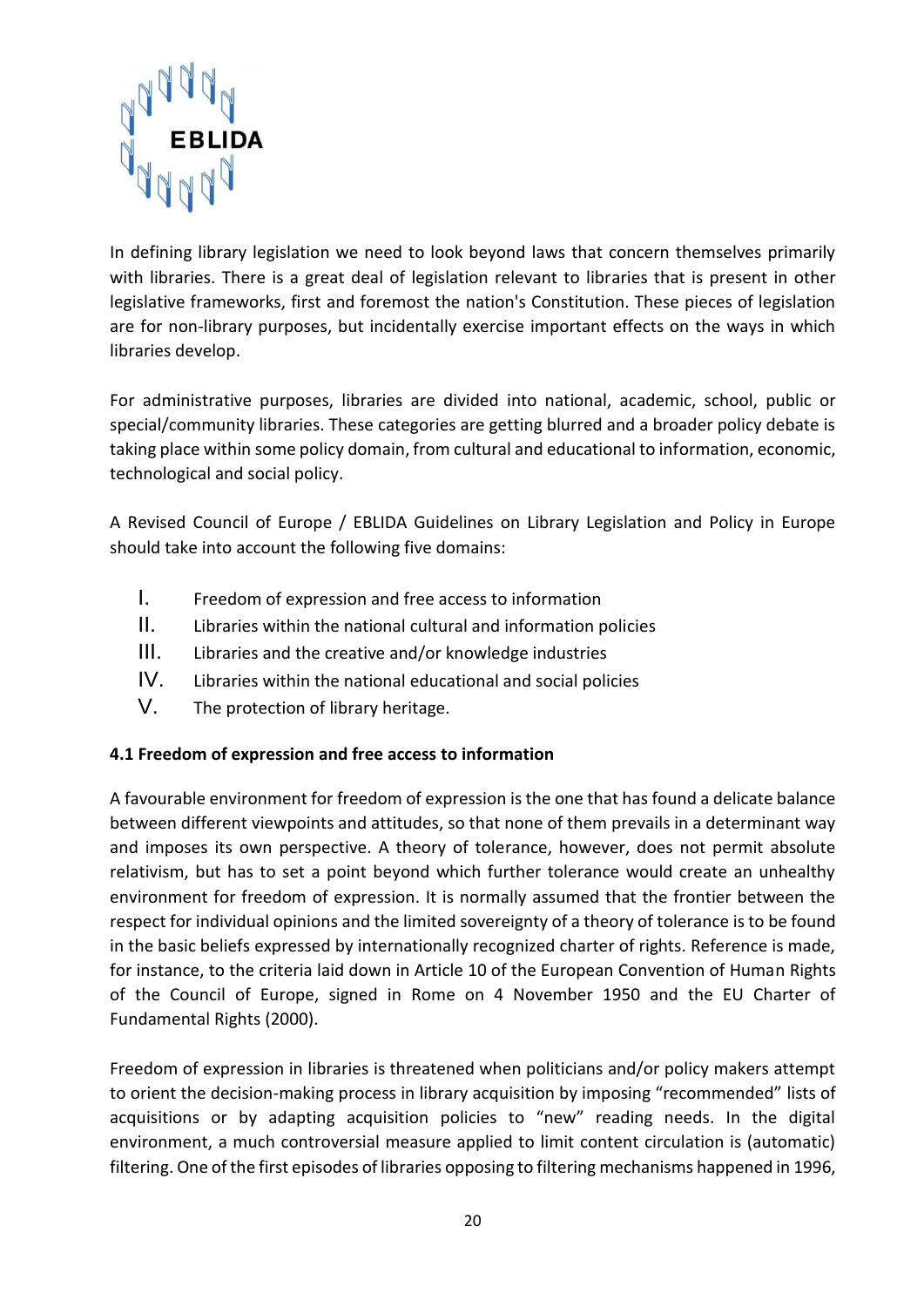In defining library legislation we need to look beyond laws that concern themselves primarily with libraries. There is a great deal of legislation relevant to libraries that is present in other legislative frameworks, first and foremost the nation's Constitution. These pieces of legislation are for non-library purposes, but incidentally exercise important effects on the ways in which libraries develop.

For administrative purposes, libraries are divided into national, academic, school, public or special/community libraries. These categories are getting blurred and a broader policy debate is taking place within some policy domain, from cultural and educational to information, economic, technological and social policy.

A Revised Council of Europe / EBLIDA Guidelines on Library Legislation and Policy in Europe should take into account the following five domains:

I. Freedom of expression and free access to information
II. Libraries within the national cultural and information policies
III. Libraries and the creative and/or knowledge industries
IV. Libraries within the national educational and social policies
V. The protection of library heritage.

**4.1 Freedom of expression and free access to information**

A favourable environment for freedom of expression is the one that has found a delicate balance between different viewpoints and attitudes, so that none of them prevails in a determinant way and imposes its own perspective. A theory of tolerance, however, does not permit absolute relativism, but has to set a point beyond which further tolerance would create an unhealthy environment for freedom of expression. It is normally assumed that the frontier between the respect for individual opinions and the limited sovereignty of a theory of tolerance is to be found in the basic beliefs expressed by internationally recognized charter of rights. Reference is made, for instance, to the criteria laid down in Article 10 of the European Convention of Human Rights of the Council of Europe, signed in Rome on 4 November 1950 and the EU Charter of Fundamental Rights (2000).

Freedom of expression in libraries is threatened when politicians and/or policy makers attempt to orient the decision-making process in library acquisition by imposing "recommended" lists of acquisitions or by adapting acquisition policies to "new" reading needs. In the digital environment, a much controversial measure applied to limit content circulation is (automatic) filtering. One of the first episodes of libraries opposing to filtering mechanisms happened in 1996,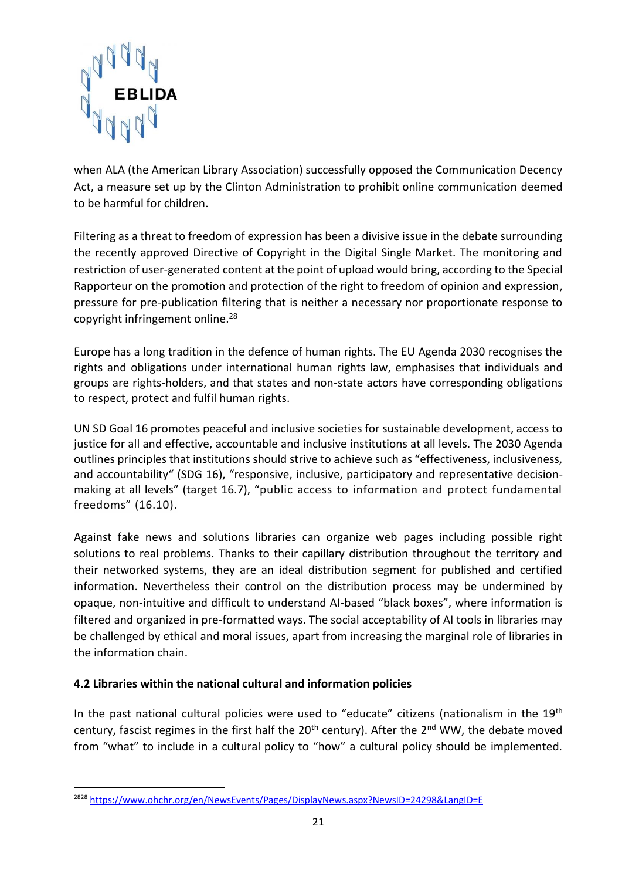when ALA (the American Library Association) successfully opposed the Communication Decency Act, a measure set up by the Clinton Administration to prohibit online communication deemed to be harmful for children.

Filtering as a threat to freedom of expression has been a divisive issue in the debate surrounding the recently approved Directive of Copyright in the Digital Single Market. The monitoring and restriction of user-generated content at the point of upload would bring, according to the Special Rapporteur on the promotion and protection of the right to freedom of opinion and expression, pressure for pre-publication filtering that is neither a necessary nor proportionate response to copyright infringement online.[28]

Europe has a long tradition in the defence of human rights. The EU Agenda 2030 recognises the rights and obligations under international human rights law, emphasises that individuals and groups are rights-holders, and that states and non-state actors have corresponding obligations to respect, protect and fulfil human rights.

UN SD Goal 16 promotes peaceful and inclusive societies for sustainable development, access to justice for all and effective, accountable and inclusive institutions at all levels. The 2030 Agenda outlines principles that institutions should strive to achieve such as "effectiveness, inclusiveness, and accountability" (SDG 16), "responsive, inclusive, participatory and representative decision-making at all levels" (target 16.7), "public access to information and protect fundamental freedoms" (16.10).

Against fake news and solutions libraries can organize web pages including possible right solutions to real problems. Thanks to their capillary distribution throughout the territory and their networked systems, they are an ideal distribution segment for published and certified information. Nevertheless their control on the distribution process may be undermined by opaque, non-intuitive and difficult to understand AI-based "black boxes", where information is filtered and organized in pre-formatted ways. The social acceptability of AI tools in libraries may be challenged by ethical and moral issues, apart from increasing the marginal role of libraries in the information chain.

**4.2 Libraries within the national cultural and information policies**

In the past national cultural policies were used to "educate" citizens (nationalism in the 19th century, fascist regimes in the first half the 20th century). After the 2nd WW, the debate moved from "what" to include in a cultural policy to "how" a cultural policy should be implemented.

---

[2828] https://www.ohchr.org/en/NewsEvents/Pages/DisplayNews.aspx?NewsID=24298&LangID=E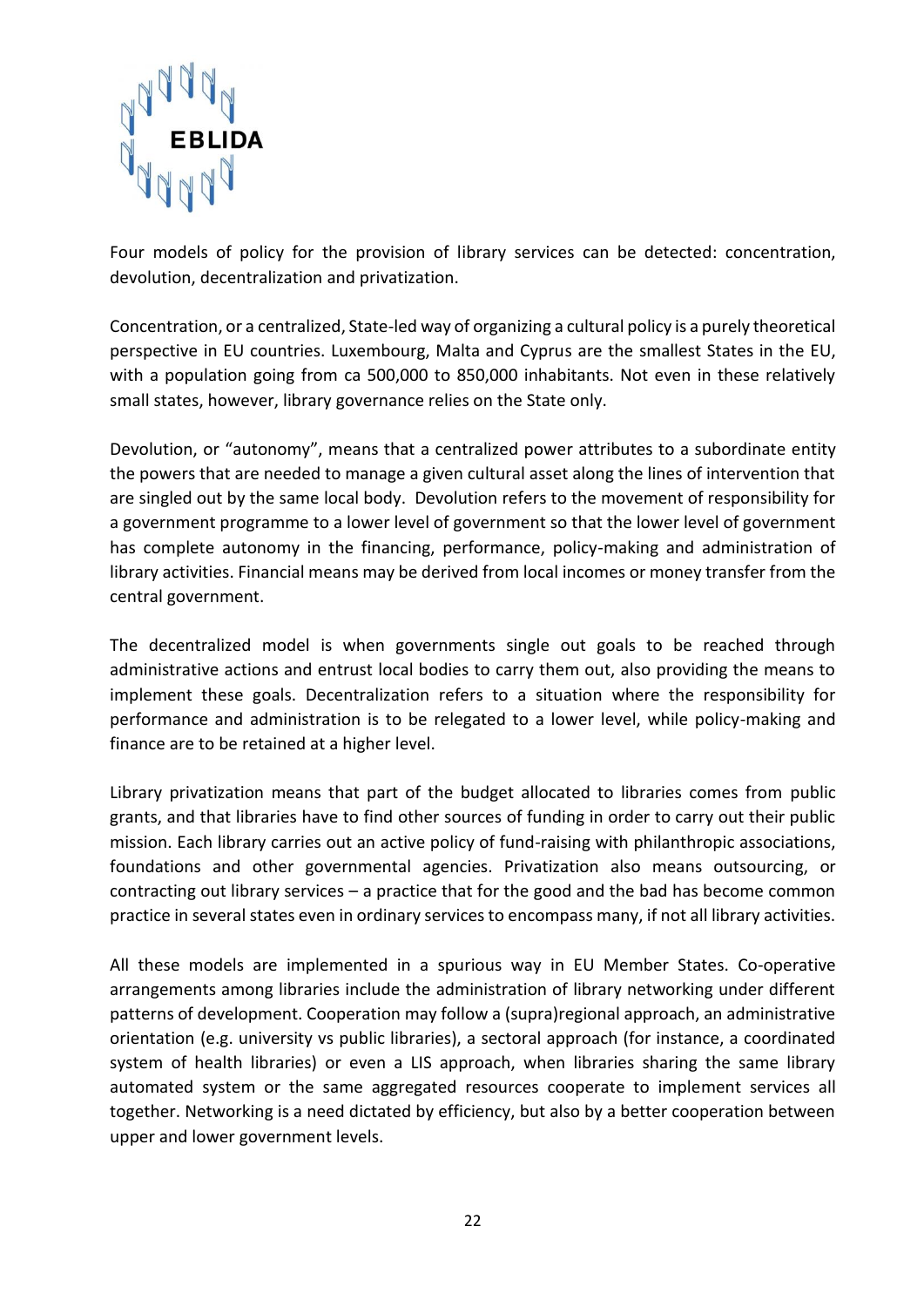Four models of policy for the provision of library services can be detected: concentration, devolution, decentralization and privatization.

Concentration, or a centralized, State-led way of organizing a cultural policy is a purely theoretical perspective in EU countries. Luxembourg, Malta and Cyprus are the smallest States in the EU, with a population going from ca 500,000 to 850,000 inhabitants. Not even in these relatively small states, however, library governance relies on the State only.

Devolution, or "autonomy", means that a centralized power attributes to a subordinate entity the powers that are needed to manage a given cultural asset along the lines of intervention that are singled out by the same local body. Devolution refers to the movement of responsibility for a government programme to a lower level of government so that the lower level of government has complete autonomy in the financing, performance, policy-making and administration of library activities. Financial means may be derived from local incomes or money transfer from the central government.

The decentralized model is when governments single out goals to be reached through administrative actions and entrust local bodies to carry them out, also providing the means to implement these goals. Decentralization refers to a situation where the responsibility for performance and administration is to be relegated to a lower level, while policy-making and finance are to be retained at a higher level.

Library privatization means that part of the budget allocated to libraries comes from public grants, and that libraries have to find other sources of funding in order to carry out their public mission. Each library carries out an active policy of fund-raising with philanthropic associations, foundations and other governmental agencies. Privatization also means outsourcing, or contracting out library services – a practice that for the good and the bad has become common practice in several states even in ordinary services to encompass many, if not all library activities.

All these models are implemented in a spurious way in EU Member States. Co-operative arrangements among libraries include the administration of library networking under different patterns of development. Cooperation may follow a (supra)regional approach, an administrative orientation (e.g. university vs public libraries), a sectoral approach (for instance, a coordinated system of health libraries) or even a LIS approach, when libraries sharing the same library automated system or the same aggregated resources cooperate to implement services all together. Networking is a need dictated by efficiency, but also by a better cooperation between upper and lower government levels.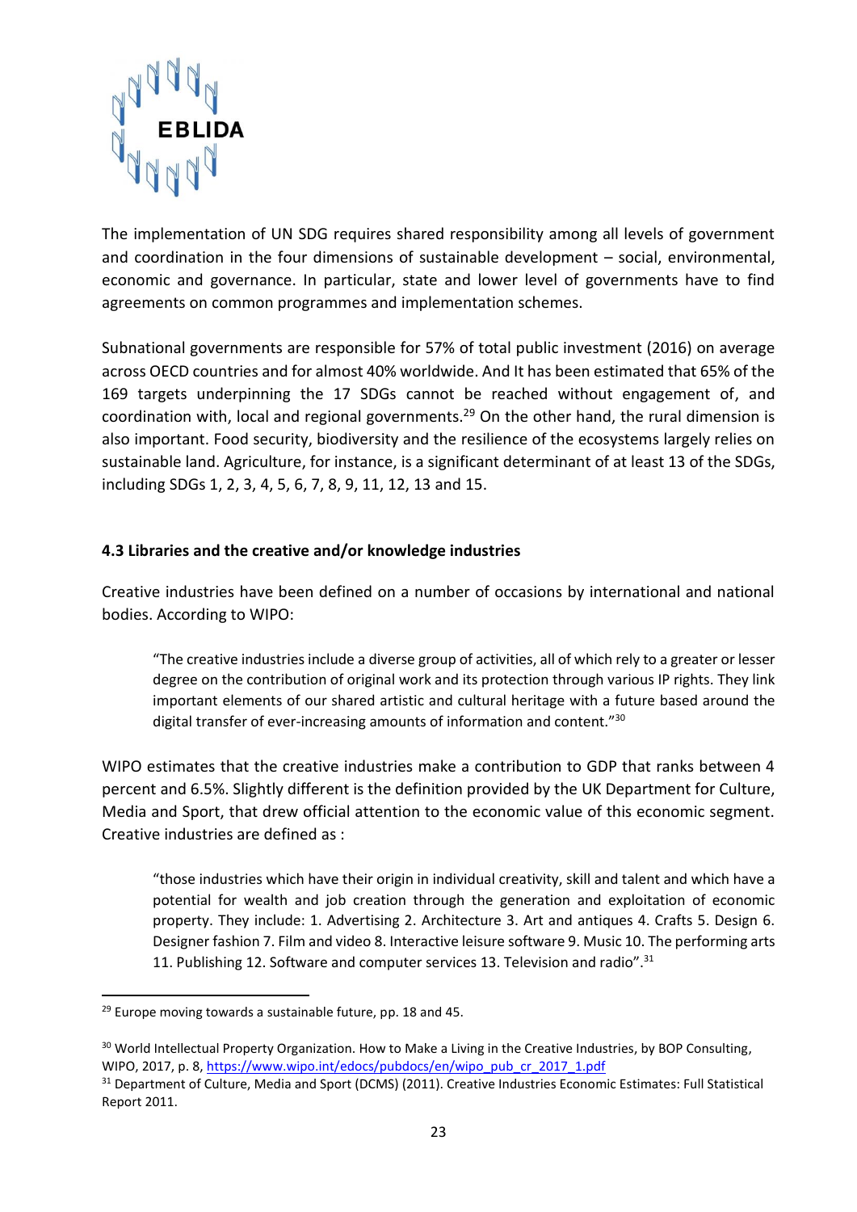The implementation of UN SDG requires shared responsibility among all levels of government and coordination in the four dimensions of sustainable development – social, environmental, economic and governance. In particular, state and lower level of governments have to find agreements on common programmes and implementation schemes.

Subnational governments are responsible for 57% of total public investment (2016) on average across OECD countries and for almost 40% worldwide. And It has been estimated that 65% of the 169 targets underpinning the 17 SDGs cannot be reached without engagement of, and coordination with, local and regional governments.[29] On the other hand, the rural dimension is also important. Food security, biodiversity and the resilience of the ecosystems largely relies on sustainable land. Agriculture, for instance, is a significant determinant of at least 13 of the SDGs, including SDGs 1, 2, 3, 4, 5, 6, 7, 8, 9, 11, 12, 13 and 15.

### 4.3 Libraries and the creative and/or knowledge industries

Creative industries have been defined on a number of occasions by international and national bodies. According to WIPO:

> "The creative industries include a diverse group of activities, all of which rely to a greater or lesser degree on the contribution of original work and its protection through various IP rights. They link important elements of our shared artistic and cultural heritage with a future based around the digital transfer of ever-increasing amounts of information and content."[30]

WIPO estimates that the creative industries make a contribution to GDP that ranks between 4 percent and 6.5%. Slightly different is the definition provided by the UK Department for Culture, Media and Sport, that drew official attention to the economic value of this economic segment. Creative industries are defined as :

> "those industries which have their origin in individual creativity, skill and talent and which have a potential for wealth and job creation through the generation and exploitation of economic property. They include: 1. Advertising 2. Architecture 3. Art and antiques 4. Crafts 5. Design 6. Designer fashion 7. Film and video 8. Interactive leisure software 9. Music 10. The performing arts 11. Publishing 12. Software and computer services 13. Television and radio".[31]

---

[29] Europe moving towards a sustainable future, pp. 18 and 45.

[30] World Intellectual Property Organization. How to Make a Living in the Creative Industries, by BOP Consulting, WIPO, 2017, p. 8, https://www.wipo.int/edocs/pubdocs/en/wipo_pub_cr_2017_1.pdf

[31] Department of Culture, Media and Sport (DCMS) (2011). Creative Industries Economic Estimates: Full Statistical Report 2011.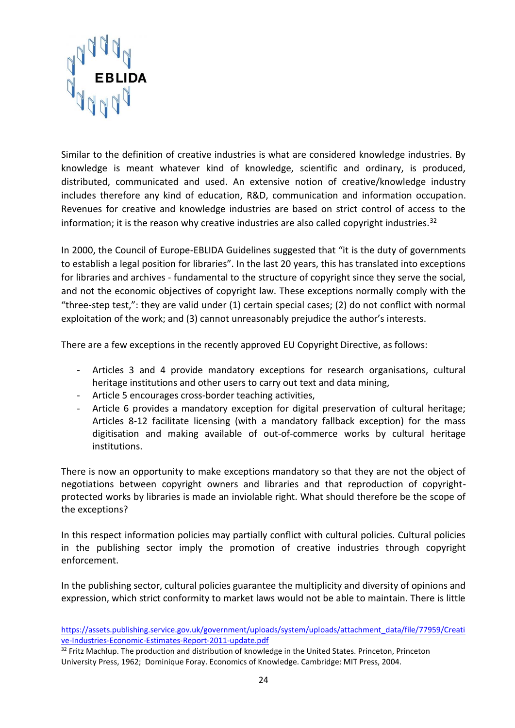Similar to the definition of creative industries is what are considered knowledge industries. By knowledge is meant whatever kind of knowledge, scientific and ordinary, is produced, distributed, communicated and used. An extensive notion of creative/knowledge industry includes therefore any kind of education, R&D, communication and information occupation. Revenues for creative and knowledge industries are based on strict control of access to the information; it is the reason why creative industries are also called copyright industries.[32]

In 2000, the Council of Europe-EBLIDA Guidelines suggested that "it is the duty of governments to establish a legal position for libraries". In the last 20 years, this has translated into exceptions for libraries and archives - fundamental to the structure of copyright since they serve the social, and not the economic objectives of copyright law. These exceptions normally comply with the "three-step test,": they are valid under (1) certain special cases; (2) do not conflict with normal exploitation of the work; and (3) cannot unreasonably prejudice the author's interests.

There are a few exceptions in the recently approved EU Copyright Directive, as follows:

- Articles 3 and 4 provide mandatory exceptions for research organisations, cultural heritage institutions and other users to carry out text and data mining,
- Article 5 encourages cross-border teaching activities,
- Article 6 provides a mandatory exception for digital preservation of cultural heritage; Articles 8-12 facilitate licensing (with a mandatory fallback exception) for the mass digitisation and making available of out-of-commerce works by cultural heritage institutions.

There is now an opportunity to make exceptions mandatory so that they are not the object of negotiations between copyright owners and libraries and that reproduction of copyright-protected works by libraries is made an inviolable right. What should therefore be the scope of the exceptions?

In this respect information policies may partially conflict with cultural policies. Cultural policies in the publishing sector imply the promotion of creative industries through copyright enforcement.

In the publishing sector, cultural policies guarantee the multiplicity and diversity of opinions and expression, which strict conformity to market laws would not be able to maintain. There is little

---

https://assets.publishing.service.gov.uk/government/uploads/system/uploads/attachment_data/file/77959/Creative-Industries-Economic-Estimates-Report-2011-update.pdf

[32] Fritz Machlup. The production and distribution of knowledge in the United States. Princeton, Princeton University Press, 1962; Dominique Foray. Economics of Knowledge. Cambridge: MIT Press, 2004.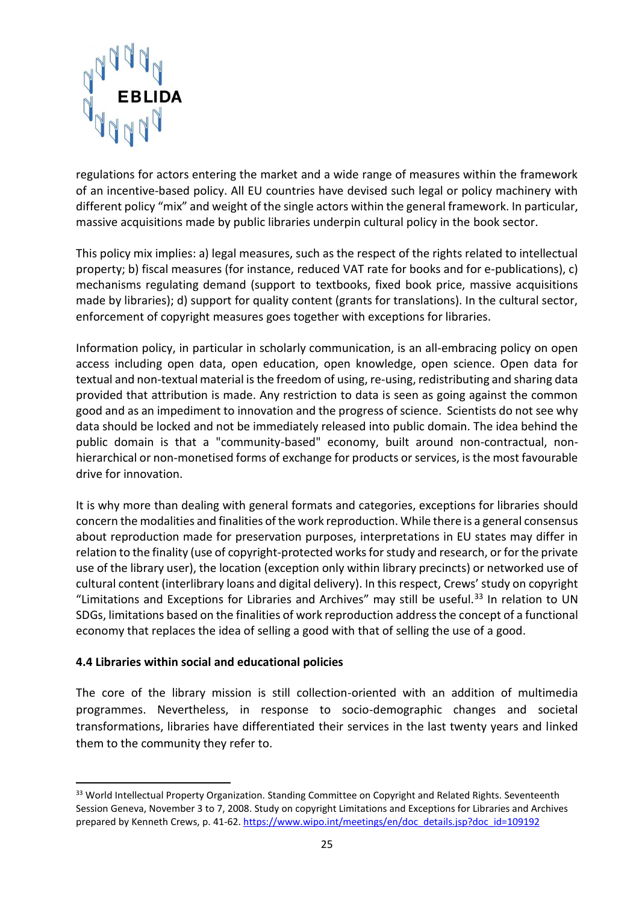regulations for actors entering the market and a wide range of measures within the framework of an incentive-based policy. All EU countries have devised such legal or policy machinery with different policy "mix" and weight of the single actors within the general framework. In particular, massive acquisitions made by public libraries underpin cultural policy in the book sector.

This policy mix implies: a) legal measures, such as the respect of the rights related to intellectual property; b) fiscal measures (for instance, reduced VAT rate for books and for e-publications), c) mechanisms regulating demand (support to textbooks, fixed book price, massive acquisitions made by libraries); d) support for quality content (grants for translations). In the cultural sector, enforcement of copyright measures goes together with exceptions for libraries.

Information policy, in particular in scholarly communication, is an all-embracing policy on open access including open data, open education, open knowledge, open science. Open data for textual and non-textual material is the freedom of using, re-using, redistributing and sharing data provided that attribution is made. Any restriction to data is seen as going against the common good and as an impediment to innovation and the progress of science. Scientists do not see why data should be locked and not be immediately released into public domain. The idea behind the public domain is that a "community-based" economy, built around non-contractual, non-hierarchical or non-monetised forms of exchange for products or services, is the most favourable drive for innovation.

It is why more than dealing with general formats and categories, exceptions for libraries should concern the modalities and finalities of the work reproduction. While there is a general consensus about reproduction made for preservation purposes, interpretations in EU states may differ in relation to the finality (use of copyright-protected works for study and research, or for the private use of the library user), the location (exception only within library precincts) or networked use of cultural content (interlibrary loans and digital delivery). In this respect, Crews' study on copyright "Limitations and Exceptions for Libraries and Archives" may still be useful.[33] In relation to UN SDGs, limitations based on the finalities of work reproduction address the concept of a functional economy that replaces the idea of selling a good with that of selling the use of a good.

**4.4 Libraries within social and educational policies**

The core of the library mission is still collection-oriented with an addition of multimedia programmes. Nevertheless, in response to socio-demographic changes and societal transformations, libraries have differentiated their services in the last twenty years and linked them to the community they refer to.

---

[33] World Intellectual Property Organization. Standing Committee on Copyright and Related Rights. Seventeenth Session Geneva, November 3 to 7, 2008. Study on copyright Limitations and Exceptions for Libraries and Archives prepared by Kenneth Crews, p. 41-62. https://www.wipo.int/meetings/en/doc_details.jsp?doc_id=109192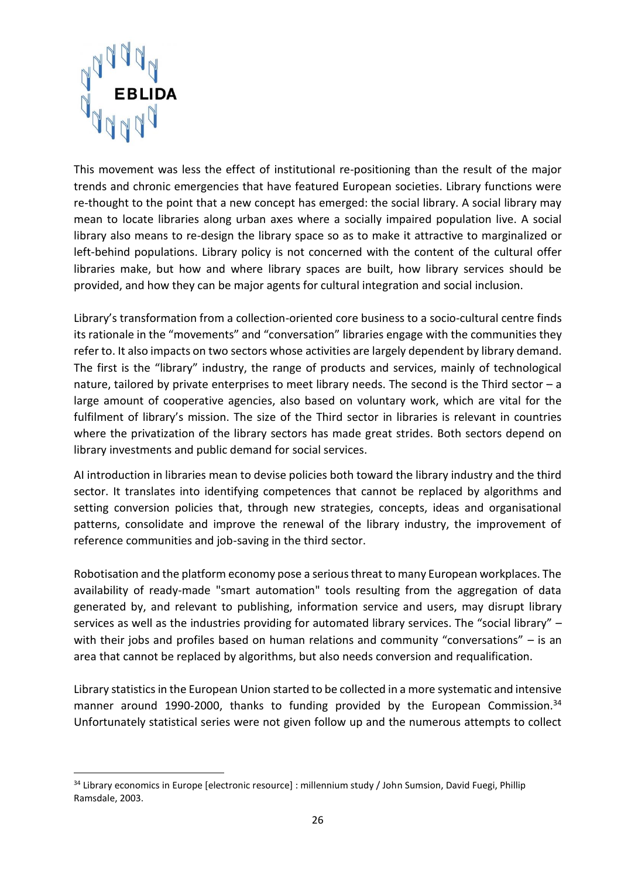This movement was less the effect of institutional re-positioning than the result of the major trends and chronic emergencies that have featured European societies. Library functions were re-thought to the point that a new concept has emerged: the social library. A social library may mean to locate libraries along urban axes where a socially impaired population live. A social library also means to re-design the library space so as to make it attractive to marginalized or left-behind populations. Library policy is not concerned with the content of the cultural offer libraries make, but how and where library spaces are built, how library services should be provided, and how they can be major agents for cultural integration and social inclusion.

Library's transformation from a collection-oriented core business to a socio-cultural centre finds its rationale in the "movements" and "conversation" libraries engage with the communities they refer to. It also impacts on two sectors whose activities are largely dependent by library demand. The first is the "library" industry, the range of products and services, mainly of technological nature, tailored by private enterprises to meet library needs. The second is the Third sector – a large amount of cooperative agencies, also based on voluntary work, which are vital for the fulfilment of library's mission. The size of the Third sector in libraries is relevant in countries where the privatization of the library sectors has made great strides. Both sectors depend on library investments and public demand for social services.

AI introduction in libraries mean to devise policies both toward the library industry and the third sector. It translates into identifying competences that cannot be replaced by algorithms and setting conversion policies that, through new strategies, concepts, ideas and organisational patterns, consolidate and improve the renewal of the library industry, the improvement of reference communities and job-saving in the third sector.

Robotisation and the platform economy pose a serious threat to many European workplaces. The availability of ready-made "smart automation" tools resulting from the aggregation of data generated by, and relevant to publishing, information service and users, may disrupt library services as well as the industries providing for automated library services. The "social library" – with their jobs and profiles based on human relations and community "conversations" – is an area that cannot be replaced by algorithms, but also needs conversion and requalification.

Library statistics in the European Union started to be collected in a more systematic and intensive manner around 1990-2000, thanks to funding provided by the European Commission.[34] Unfortunately statistical series were not given follow up and the numerous attempts to collect

[34] Library economics in Europe [electronic resource] : millennium study / John Sumsion, David Fuegi, Phillip Ramsdale, 2003.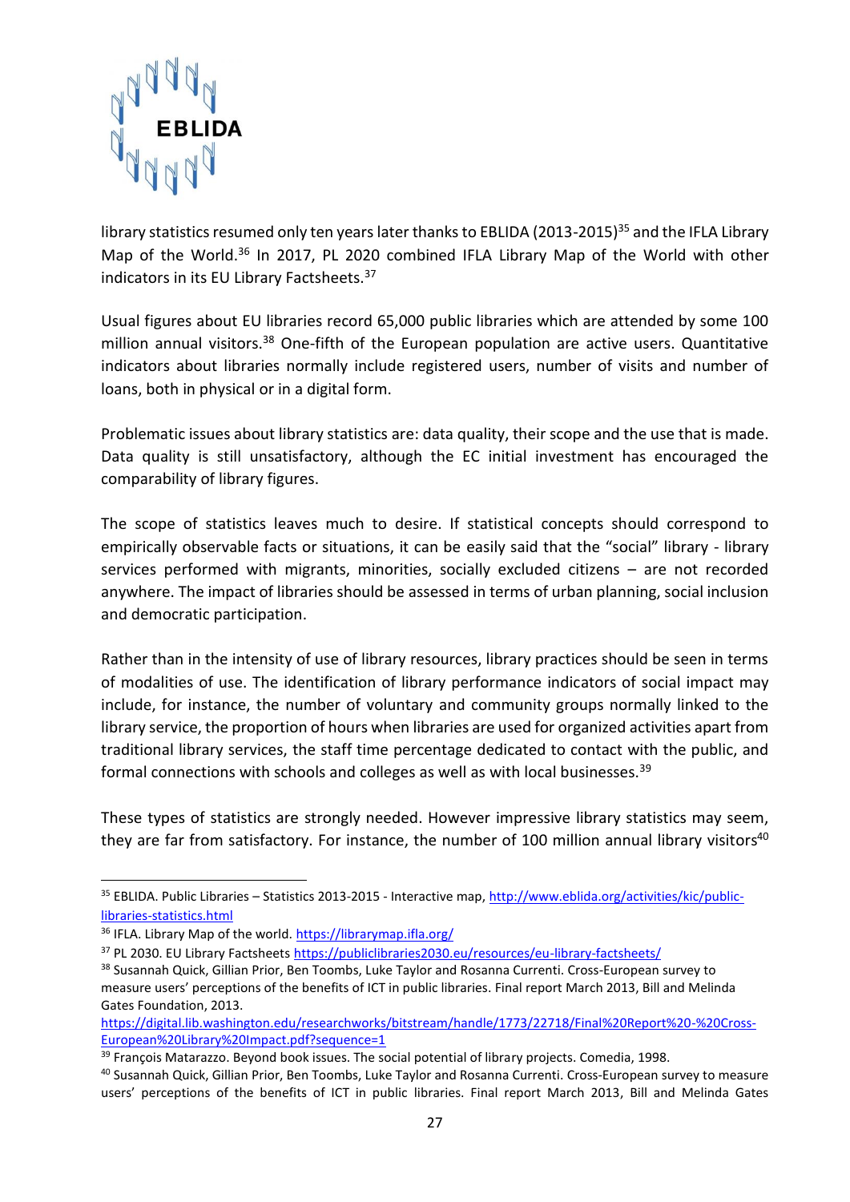library statistics resumed only ten years later thanks to EBLIDA (2013-2015)[35] and the IFLA Library Map of the World.[36] In 2017, PL 2020 combined IFLA Library Map of the World with other indicators in its EU Library Factsheets.[37]

Usual figures about EU libraries record 65,000 public libraries which are attended by some 100 million annual visitors.[38] One-fifth of the European population are active users. Quantitative indicators about libraries normally include registered users, number of visits and number of loans, both in physical or in a digital form.

Problematic issues about library statistics are: data quality, their scope and the use that is made. Data quality is still unsatisfactory, although the EC initial investment has encouraged the comparability of library figures.

The scope of statistics leaves much to desire. If statistical concepts should correspond to empirically observable facts or situations, it can be easily said that the "social" library - library services performed with migrants, minorities, socially excluded citizens – are not recorded anywhere. The impact of libraries should be assessed in terms of urban planning, social inclusion and democratic participation.

Rather than in the intensity of use of library resources, library practices should be seen in terms of modalities of use. The identification of library performance indicators of social impact may include, for instance, the number of voluntary and community groups normally linked to the library service, the proportion of hours when libraries are used for organized activities apart from traditional library services, the staff time percentage dedicated to contact with the public, and formal connections with schools and colleges as well as with local businesses.[39]

These types of statistics are strongly needed. However impressive library statistics may seem, they are far from satisfactory. For instance, the number of 100 million annual library visitors[40]

---

[35] EBLIDA. Public Libraries – Statistics 2013-2015 - Interactive map, http://www.eblida.org/activities/kic/public-libraries-statistics.html

[36] IFLA. Library Map of the world. https://librarymap.ifla.org/

[37] PL 2030. EU Library Factsheets https://publiclibraries2030.eu/resources/eu-library-factsheets/

[38] Susannah Quick, Gillian Prior, Ben Toombs, Luke Taylor and Rosanna Currenti. Cross-European survey to measure users' perceptions of the benefits of ICT in public libraries. Final report March 2013, Bill and Melinda Gates Foundation, 2013. https://digital.lib.washington.edu/researchworks/bitstream/handle/1773/22718/Final%20Report%20-%20Cross-European%20Library%20Impact.pdf?sequence=1

[39] François Matarazzo. Beyond book issues. The social potential of library projects. Comedia, 1998.

[40] Susannah Quick, Gillian Prior, Ben Toombs, Luke Taylor and Rosanna Currenti. Cross-European survey to measure users' perceptions of the benefits of ICT in public libraries. Final report March 2013, Bill and Melinda Gates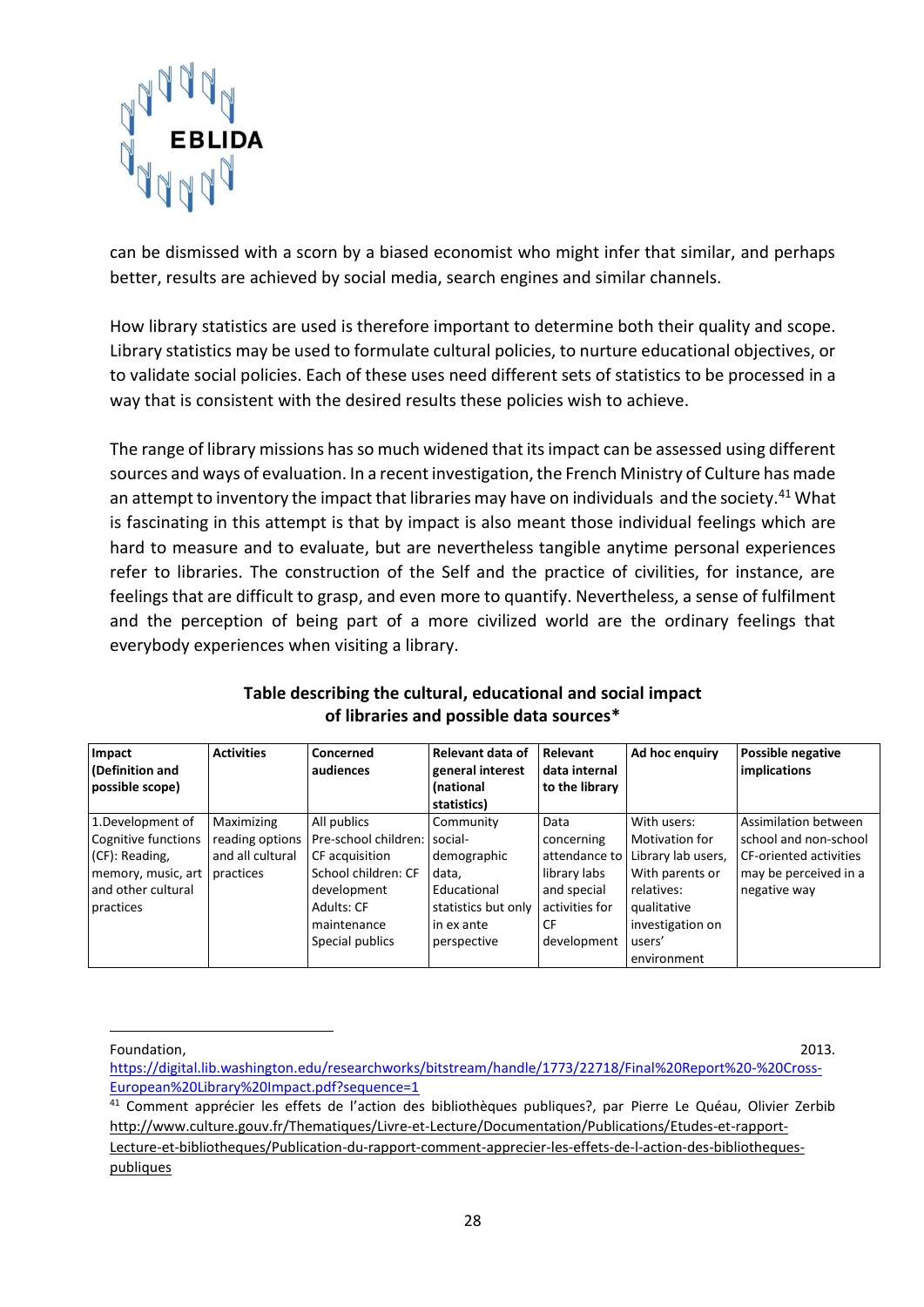can be dismissed with a scorn by a biased economist who might infer that similar, and perhaps better, results are achieved by social media, search engines and similar channels.

How library statistics are used is therefore important to determine both their quality and scope. Library statistics may be used to formulate cultural policies, to nurture educational objectives, or to validate social policies. Each of these uses need different sets of statistics to be processed in a way that is consistent with the desired results these policies wish to achieve.

The range of library missions has so much widened that its impact can be assessed using different sources and ways of evaluation. In a recent investigation, the French Ministry of Culture has made an attempt to inventory the impact that libraries may have on individuals and the society.[41] What is fascinating in this attempt is that by impact is also meant those individual feelings which are hard to measure and to evaluate, but are nevertheless tangible anytime personal experiences refer to libraries. The construction of the Self and the practice of civilities, for instance, are feelings that are difficult to grasp, and even more to quantify. Nevertheless, a sense of fulfilment and the perception of being part of a more civilized world are the ordinary feelings that everybody experiences when visiting a library.

**Table describing the cultural, educational and social impact of libraries and possible data sources***

| Impact (Definition and possible scope) | Activities | Concerned audiences | Relevant data of general interest (national statistics) | Relevant data internal to the library | Ad hoc enquiry | Possible negative implications |
|---|---|---|---|---|---|---|
| 1.Development of Cognitive functions (CF): Reading, memory, music, art and other cultural practices | Maximizing reading options and all cultural practices | All publics<br>Pre-school children: CF acquisition<br>School children: CF development<br>Adults: CF maintenance<br>Special publics | Community social-demographic data,<br>Educational statistics but only in ex ante perspective | Data concerning attendance to library labs and special activities for CF development | With users: Motivation for Library lab users,<br>With parents or relatives: qualitative investigation on users' environment | Assimilation between school and non-school CF-oriented activities may be perceived in a negative way |

Foundation, 2013. https://digital.lib.washington.edu/researchworks/bitstream/handle/1773/22718/Final%20Report%20-%20Cross-European%20Library%20Impact.pdf?sequence=1

[41] Comment apprécier les effets de l'action des bibliothèques publiques?, par Pierre Le Quéau, Olivier Zerbib http://www.culture.gouv.fr/Thematiques/Livre-et-Lecture/Documentation/Publications/Etudes-et-rapport-Lecture-et-bibliotheques/Publication-du-rapport-comment-apprecier-les-effets-de-l-action-des-bibliotheques-publiques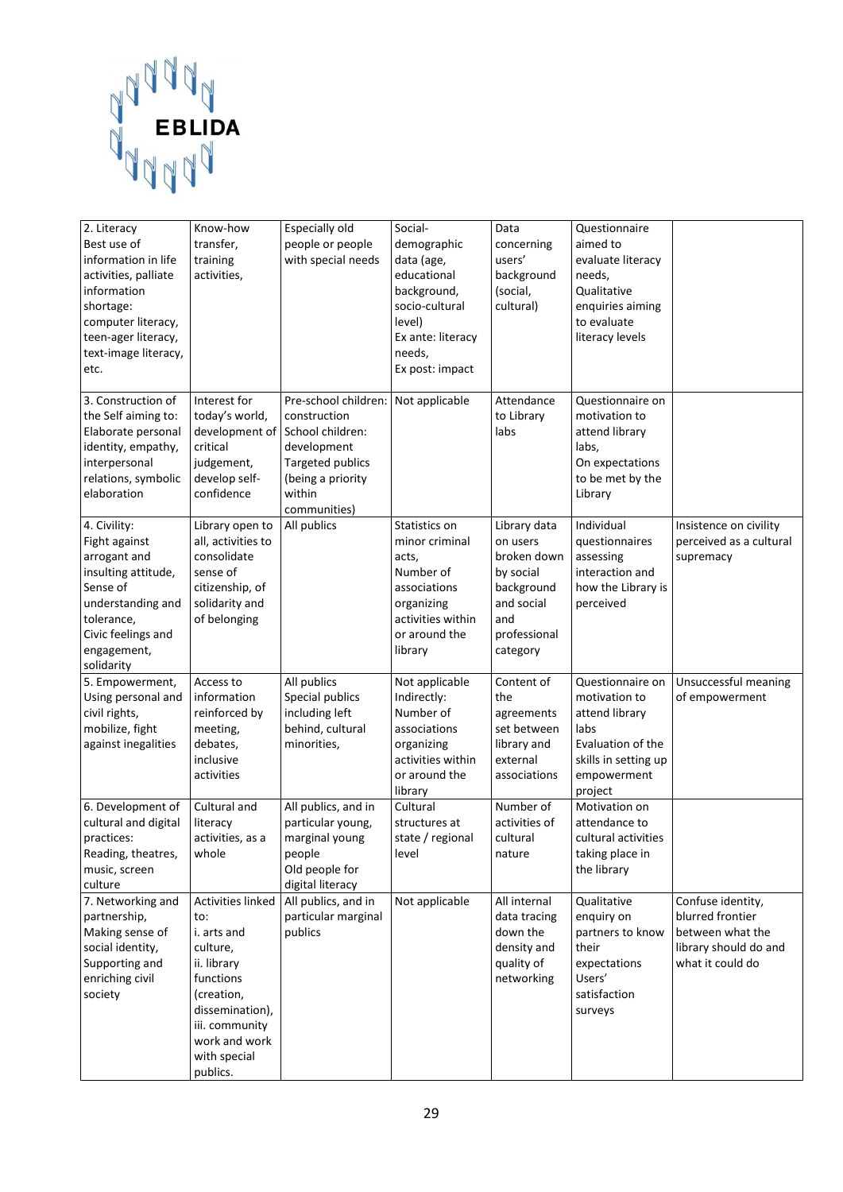| 2. Literacy Best use of information in life activities, palliate information shortage: computer literacy, teen-ager literacy, text-image literacy, etc. | Know-how transfer, training activities, | Especially old people or people with special needs | Social-demographic data (age, educational background, socio-cultural level) Ex ante: literacy needs, Ex post: impact | Data concerning users' background (social, cultural) | Questionnaire aimed to evaluate literacy needs, Qualitative enquiries aiming to evaluate literacy levels | |
|---|---|---|---|---|---|---|
| 3. Construction of the Self aiming to: Elaborate personal identity, empathy, interpersonal relations, symbolic elaboration | Interest for today's world, development of critical judgement, develop self-confidence | Pre-school children: construction School children: development Targeted publics (being a priority within communities) | Not applicable | Attendance to Library labs | Questionnaire on motivation to attend library labs, On expectations to be met by the Library | |
| 4. Civility: Fight against arrogant and insulting attitude, Sense of understanding and tolerance, Civic feelings and engagement, solidarity | Library open to all, activities to consolidate sense of citizenship, of solidarity and of belonging | All publics | Statistics on minor criminal acts, Number of associations organizing activities within or around the library | Library data on users broken down by social background and social and professional category | Individual questionnaires assessing interaction and how the Library is perceived | Insistence on civility perceived as a cultural supremacy |
| 5. Empowerment, Using personal and civil rights, mobilize, fight against inegalities | Access to information reinforced by meeting, debates, inclusive activities | All publics Special publics including left behind, cultural minorities, | Not applicable Indirectly: Number of associations organizing activities within or around the library | Content of the agreements set between library and external associations | Questionnaire on motivation to attend library labs Evaluation of the skills in setting up empowerment project | Unsuccessful meaning of empowerment |
| 6. Development of cultural and digital practices: Reading, theatres, music, screen culture | Cultural and literacy activities, as a whole | All publics, and in particular young, marginal young people Old people for digital literacy | Cultural structures at state / regional level | Number of activities of cultural nature | Motivation on attendance to cultural activities taking place in the library | |
| 7. Networking and partnership, Making sense of social identity, Supporting and enriching civil society | Activities linked to: i. arts and culture, ii. library functions (creation, dissemination), iii. community work and work with special publics. | All publics, and in particular marginal publics | Not applicable | All internal data tracing down the density and quality of networking | Qualitative enquiry on partners to know their expectations Users' satisfaction surveys | Confuse identity, blurred frontier between what the library should do and what it could do |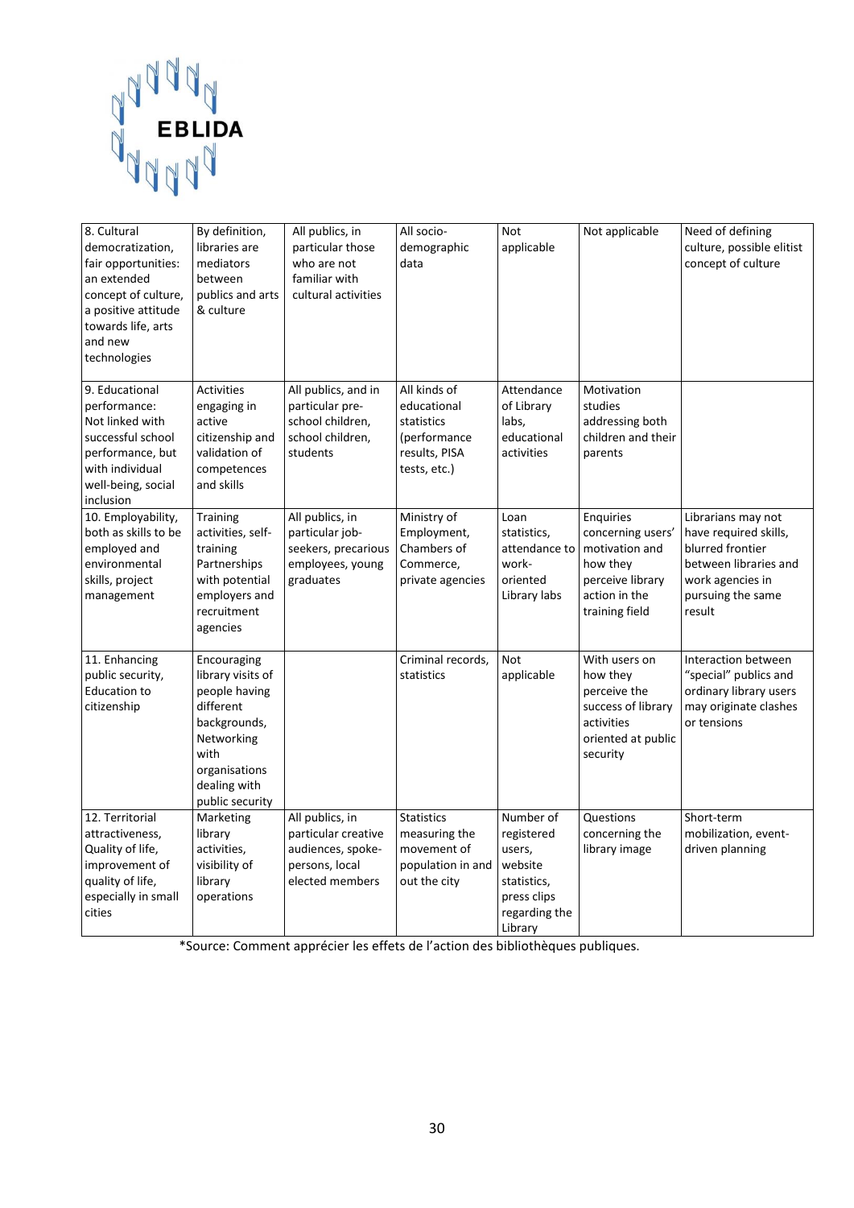| 8. Cultural democratization, fair opportunities: an extended concept of culture, a positive attitude towards life, arts and new technologies | By definition, libraries are mediators between publics and arts & culture | All publics, in particular those who are not familiar with cultural activities | All socio-demographic data | Not applicable | Not applicable | Need of defining culture, possible elitist concept of culture |
|---|---|---|---|---|---|---|
| 9. Educational performance: Not linked with successful school performance, but with individual well-being, social inclusion | Activities engaging in active citizenship and validation of competences and skills | All publics, and in particular pre-school children, school children, students | All kinds of educational statistics (performance results, PISA tests, etc.) | Attendance of Library labs, educational activities | Motivation studies addressing both children and their parents | |
| 10. Employability, both as skills to be employed and environmental skills, project management | Training activities, self-training Partnerships with potential employers and recruitment agencies | All publics, in particular job-seekers, precarious employees, young graduates | Ministry of Employment, Chambers of Commerce, private agencies | Loan statistics, attendance to work-oriented Library labs | Enquiries concerning users' motivation and how they perceive library action in the training field | Librarians may not have required skills, blurred frontier between libraries and work agencies in pursuing the same result |
| 11. Enhancing public security, Education to citizenship | Encouraging library visits of people having different backgrounds, Networking with organisations dealing with public security | | Criminal records, statistics | Not applicable | With users on how they perceive the success of library activities oriented at public security | Interaction between "special" publics and ordinary library users may originate clashes or tensions |
| 12. Territorial attractiveness, Quality of life, improvement of quality of life, especially in small cities | Marketing library activities, visibility of library operations | All publics, in particular creative audiences, spoke-persons, local elected members | Statistics measuring the movement of population in and out the city | Number of registered users, website statistics, press clips regarding the Library | Questions concerning the library image | Short-term mobilization, event-driven planning |

*Source: Comment apprécier les effets de l'action des bibliothèques publiques.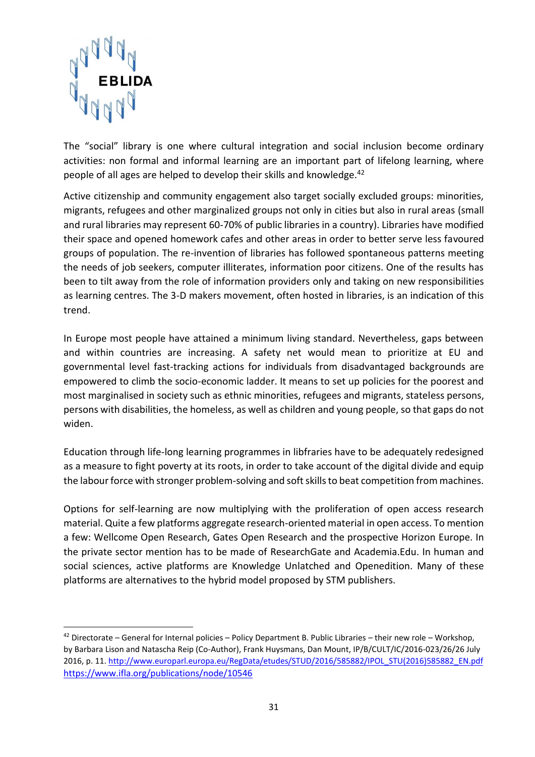The "social" library is one where cultural integration and social inclusion become ordinary activities: non formal and informal learning are an important part of lifelong learning, where people of all ages are helped to develop their skills and knowledge.[42]

Active citizenship and community engagement also target socially excluded groups: minorities, migrants, refugees and other marginalized groups not only in cities but also in rural areas (small and rural libraries may represent 60-70% of public libraries in a country). Libraries have modified their space and opened homework cafes and other areas in order to better serve less favoured groups of population. The re-invention of libraries has followed spontaneous patterns meeting the needs of job seekers, computer illiterates, information poor citizens. One of the results has been to tilt away from the role of information providers only and taking on new responsibilities as learning centres. The 3-D makers movement, often hosted in libraries, is an indication of this trend.

In Europe most people have attained a minimum living standard. Nevertheless, gaps between and within countries are increasing. A safety net would mean to prioritize at EU and governmental level fast-tracking actions for individuals from disadvantaged backgrounds are empowered to climb the socio-economic ladder. It means to set up policies for the poorest and most marginalised in society such as ethnic minorities, refugees and migrants, stateless persons, persons with disabilities, the homeless, as well as children and young people, so that gaps do not widen.

Education through life-long learning programmes in libfraries have to be adequately redesigned as a measure to fight poverty at its roots, in order to take account of the digital divide and equip the labour force with stronger problem-solving and soft skills to beat competition from machines.

Options for self-learning are now multiplying with the proliferation of open access research material. Quite a few platforms aggregate research-oriented material in open access. To mention a few: Wellcome Open Research, Gates Open Research and the prospective Horizon Europe. In the private sector mention has to be made of ResearchGate and Academia.Edu. In human and social sciences, active platforms are Knowledge Unlatched and Openedition. Many of these platforms are alternatives to the hybrid model proposed by STM publishers.

---

[42] Directorate – General for Internal policies – Policy Department B. Public Libraries – their new role – Workshop, by Barbara Lison and Natascha Reip (Co-Author), Frank Huysmans, Dan Mount, IP/B/CULT/IC/2016-023/26/26 July 2016, p. 11. http://www.europarl.europa.eu/RegData/etudes/STUD/2016/585882/IPOL_STU(2016)585882_EN.pdf https://www.ifla.org/publications/node/10546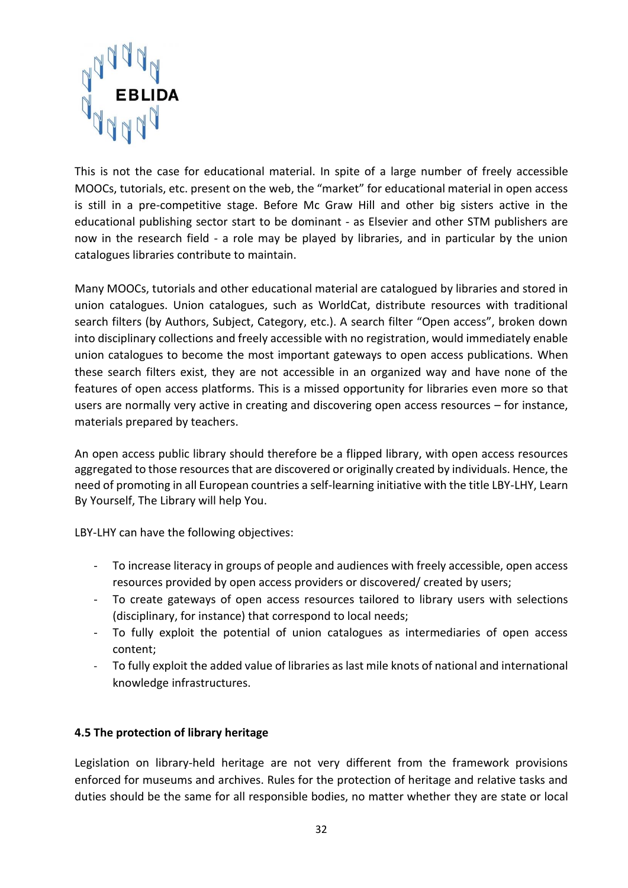This is not the case for educational material. In spite of a large number of freely accessible MOOCs, tutorials, etc. present on the web, the "market" for educational material in open access is still in a pre-competitive stage. Before Mc Graw Hill and other big sisters active in the educational publishing sector start to be dominant - as Elsevier and other STM publishers are now in the research field - a role may be played by libraries, and in particular by the union catalogues libraries contribute to maintain.

Many MOOCs, tutorials and other educational material are catalogued by libraries and stored in union catalogues. Union catalogues, such as WorldCat, distribute resources with traditional search filters (by Authors, Subject, Category, etc.). A search filter "Open access", broken down into disciplinary collections and freely accessible with no registration, would immediately enable union catalogues to become the most important gateways to open access publications. When these search filters exist, they are not accessible in an organized way and have none of the features of open access platforms. This is a missed opportunity for libraries even more so that users are normally very active in creating and discovering open access resources – for instance, materials prepared by teachers.

An open access public library should therefore be a flipped library, with open access resources aggregated to those resources that are discovered or originally created by individuals. Hence, the need of promoting in all European countries a self-learning initiative with the title LBY-LHY, Learn By Yourself, The Library will help You.

LBY-LHY can have the following objectives:

- To increase literacy in groups of people and audiences with freely accessible, open access resources provided by open access providers or discovered/ created by users;
- To create gateways of open access resources tailored to library users with selections (disciplinary, for instance) that correspond to local needs;
- To fully exploit the potential of union catalogues as intermediaries of open access content;
- To fully exploit the added value of libraries as last mile knots of national and international knowledge infrastructures.

#### 4.5 The protection of library heritage

Legislation on library-held heritage are not very different from the framework provisions enforced for museums and archives. Rules for the protection of heritage and relative tasks and duties should be the same for all responsible bodies, no matter whether they are state or local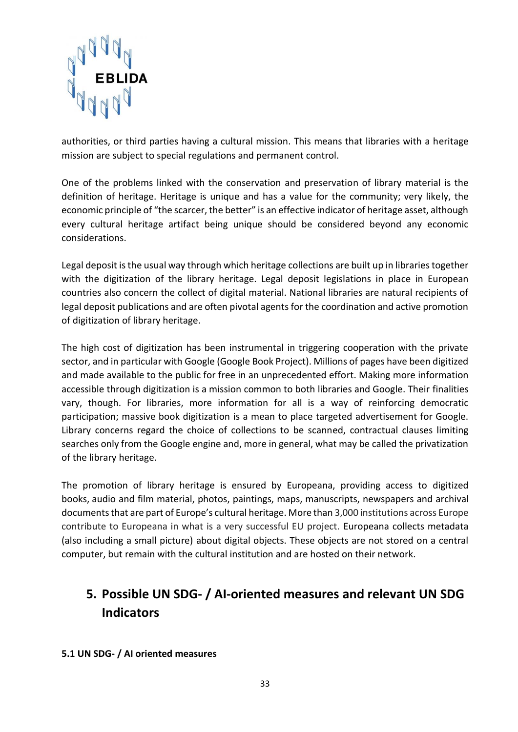authorities, or third parties having a cultural mission. This means that libraries with a heritage mission are subject to special regulations and permanent control.

One of the problems linked with the conservation and preservation of library material is the definition of heritage. Heritage is unique and has a value for the community; very likely, the economic principle of "the scarcer, the better" is an effective indicator of heritage asset, although every cultural heritage artifact being unique should be considered beyond any economic considerations.

Legal deposit is the usual way through which heritage collections are built up in libraries together with the digitization of the library heritage. Legal deposit legislations in place in European countries also concern the collect of digital material. National libraries are natural recipients of legal deposit publications and are often pivotal agents for the coordination and active promotion of digitization of library heritage.

The high cost of digitization has been instrumental in triggering cooperation with the private sector, and in particular with Google (Google Book Project). Millions of pages have been digitized and made available to the public for free in an unprecedented effort. Making more information accessible through digitization is a mission common to both libraries and Google. Their finalities vary, though. For libraries, more information for all is a way of reinforcing democratic participation; massive book digitization is a mean to place targeted advertisement for Google. Library concerns regard the choice of collections to be scanned, contractual clauses limiting searches only from the Google engine and, more in general, what may be called the privatization of the library heritage.

The promotion of library heritage is ensured by Europeana, providing access to digitized books, audio and film material, photos, paintings, maps, manuscripts, newspapers and archival documents that are part of Europe's cultural heritage. More than 3,000 institutions across Europe contribute to Europeana in what is a very successful EU project. Europeana collects metadata (also including a small picture) about digital objects. These objects are not stored on a central computer, but remain with the cultural institution and are hosted on their network.

## 5. Possible UN SDG- / AI-oriented measures and relevant UN SDG Indicators

### 5.1 UN SDG- / AI oriented measures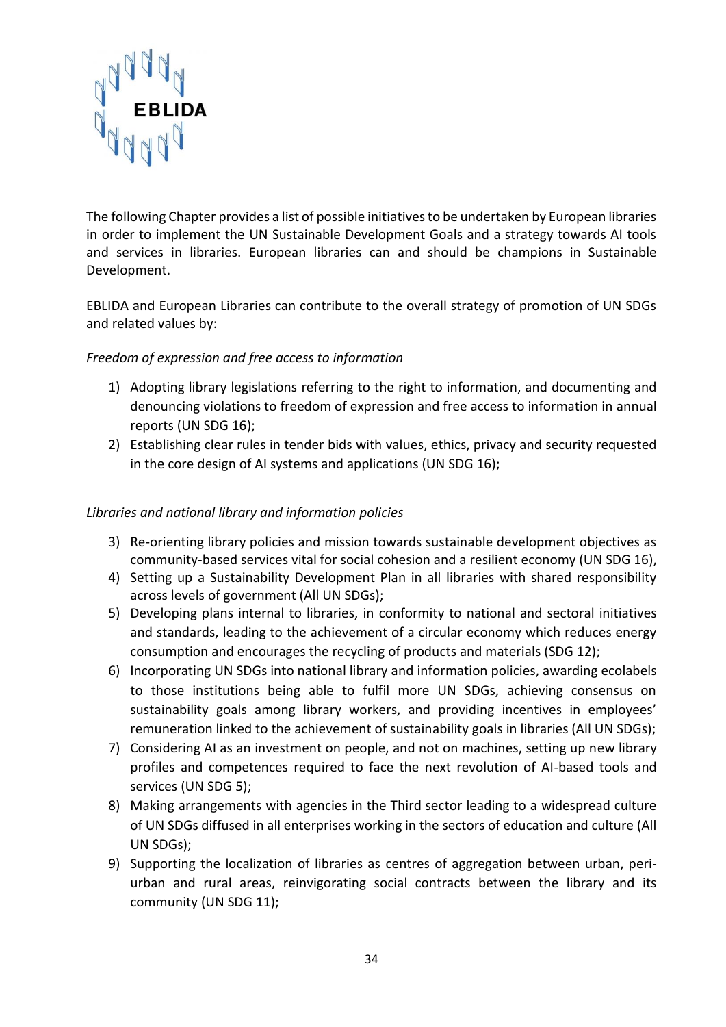The following Chapter provides a list of possible initiatives to be undertaken by European libraries in order to implement the UN Sustainable Development Goals and a strategy towards AI tools and services in libraries. European libraries can and should be champions in Sustainable Development.

EBLIDA and European Libraries can contribute to the overall strategy of promotion of UN SDGs and related values by:

*Freedom of expression and free access to information*

1) Adopting library legislations referring to the right to information, and documenting and denouncing violations to freedom of expression and free access to information in annual reports (UN SDG 16);
2) Establishing clear rules in tender bids with values, ethics, privacy and security requested in the core design of AI systems and applications (UN SDG 16);

*Libraries and national library and information policies*

3) Re-orienting library policies and mission towards sustainable development objectives as community-based services vital for social cohesion and a resilient economy (UN SDG 16),
4) Setting up a Sustainability Development Plan in all libraries with shared responsibility across levels of government (All UN SDGs);
5) Developing plans internal to libraries, in conformity to national and sectoral initiatives and standards, leading to the achievement of a circular economy which reduces energy consumption and encourages the recycling of products and materials (SDG 12);
6) Incorporating UN SDGs into national library and information policies, awarding ecolabels to those institutions being able to fulfil more UN SDGs, achieving consensus on sustainability goals among library workers, and providing incentives in employees' remuneration linked to the achievement of sustainability goals in libraries (All UN SDGs);
7) Considering AI as an investment on people, and not on machines, setting up new library profiles and competences required to face the next revolution of AI-based tools and services (UN SDG 5);
8) Making arrangements with agencies in the Third sector leading to a widespread culture of UN SDGs diffused in all enterprises working in the sectors of education and culture (All UN SDGs);
9) Supporting the localization of libraries as centres of aggregation between urban, peri-urban and rural areas, reinvigorating social contracts between the library and its community (UN SDG 11);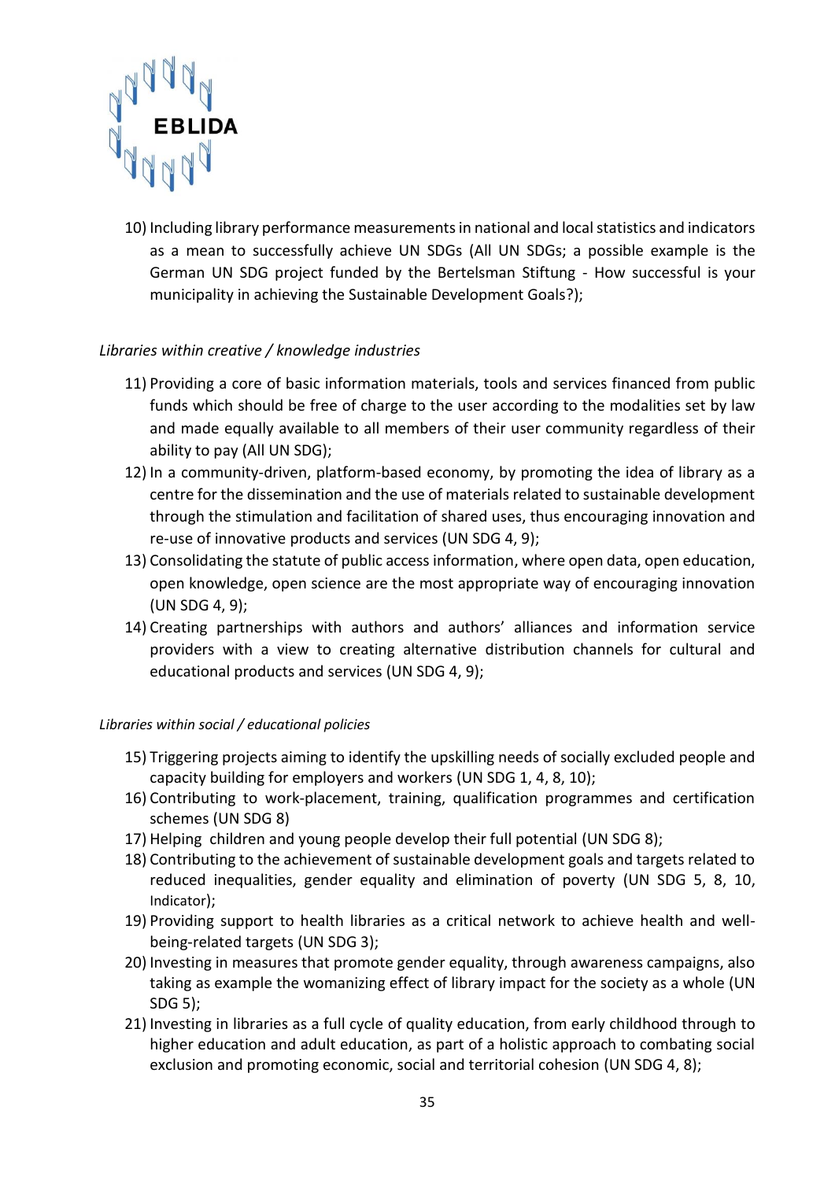10) Including library performance measurements in national and local statistics and indicators as a mean to successfully achieve UN SDGs (All UN SDGs; a possible example is the German UN SDG project funded by the Bertelsman Stiftung - How successful is your municipality in achieving the Sustainable Development Goals?);

*Libraries within creative / knowledge industries*

11) Providing a core of basic information materials, tools and services financed from public funds which should be free of charge to the user according to the modalities set by law and made equally available to all members of their user community regardless of their ability to pay (All UN SDG);
12) In a community-driven, platform-based economy, by promoting the idea of library as a centre for the dissemination and the use of materials related to sustainable development through the stimulation and facilitation of shared uses, thus encouraging innovation and re-use of innovative products and services (UN SDG 4, 9);
13) Consolidating the statute of public access information, where open data, open education, open knowledge, open science are the most appropriate way of encouraging innovation (UN SDG 4, 9);
14) Creating partnerships with authors and authors' alliances and information service providers with a view to creating alternative distribution channels for cultural and educational products and services (UN SDG 4, 9);

*Libraries within social / educational policies*

15) Triggering projects aiming to identify the upskilling needs of socially excluded people and capacity building for employers and workers (UN SDG 1, 4, 8, 10);
16) Contributing to work-placement, training, qualification programmes and certification schemes (UN SDG 8)
17) Helping children and young people develop their full potential (UN SDG 8);
18) Contributing to the achievement of sustainable development goals and targets related to reduced inequalities, gender equality and elimination of poverty (UN SDG 5, 8, 10, Indicator);
19) Providing support to health libraries as a critical network to achieve health and well-being-related targets (UN SDG 3);
20) Investing in measures that promote gender equality, through awareness campaigns, also taking as example the womanizing effect of library impact for the society as a whole (UN SDG 5);
21) Investing in libraries as a full cycle of quality education, from early childhood through to higher education and adult education, as part of a holistic approach to combating social exclusion and promoting economic, social and territorial cohesion (UN SDG 4, 8);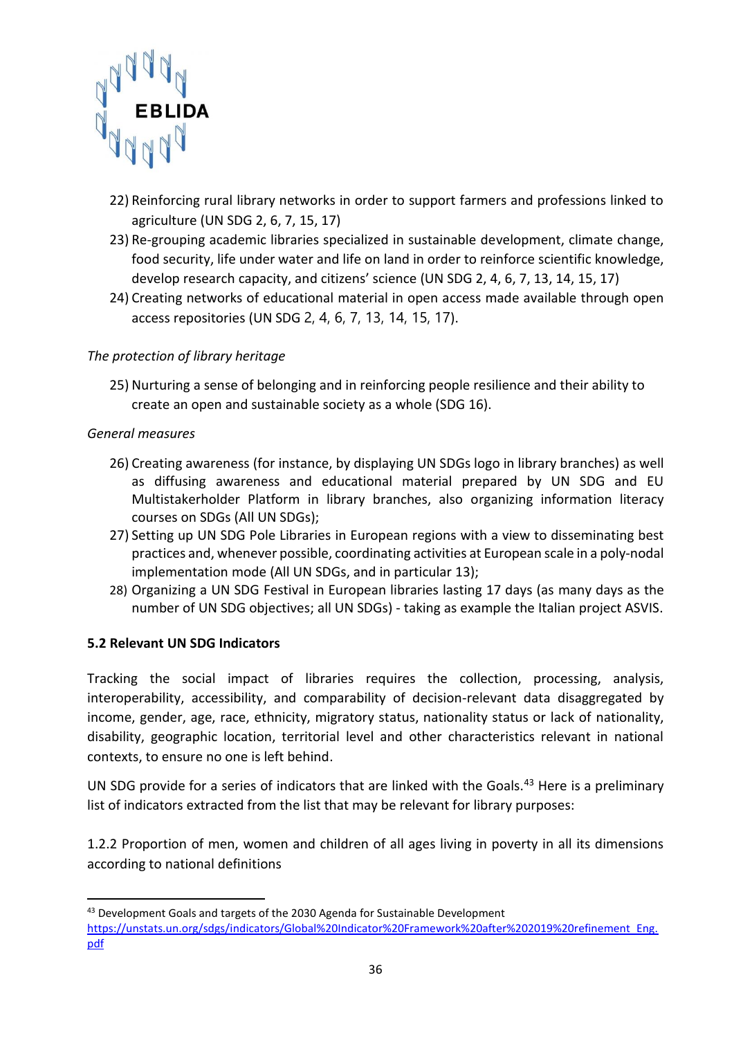22) Reinforcing rural library networks in order to support farmers and professions linked to agriculture (UN SDG 2, 6, 7, 15, 17)
23) Re-grouping academic libraries specialized in sustainable development, climate change, food security, life under water and life on land in order to reinforce scientific knowledge, develop research capacity, and citizens' science (UN SDG 2, 4, 6, 7, 13, 14, 15, 17)
24) Creating networks of educational material in open access made available through open access repositories (UN SDG 2, 4, 6, 7, 13, 14, 15, 17).

*The protection of library heritage*

25) Nurturing a sense of belonging and in reinforcing people resilience and their ability to create an open and sustainable society as a whole (SDG 16).

*General measures*

26) Creating awareness (for instance, by displaying UN SDGs logo in library branches) as well as diffusing awareness and educational material prepared by UN SDG and EU Multistakerholder Platform in library branches, also organizing information literacy courses on SDGs (All UN SDGs);
27) Setting up UN SDG Pole Libraries in European regions with a view to disseminating best practices and, whenever possible, coordinating activities at European scale in a poly-nodal implementation mode (All UN SDGs, and in particular 13);
28) Organizing a UN SDG Festival in European libraries lasting 17 days (as many days as the number of UN SDG objectives; all UN SDGs) - taking as example the Italian project ASVIS.

**5.2 Relevant UN SDG Indicators**

Tracking the social impact of libraries requires the collection, processing, analysis, interoperability, accessibility, and comparability of decision-relevant data disaggregated by income, gender, age, race, ethnicity, migratory status, nationality status or lack of nationality, disability, geographic location, territorial level and other characteristics relevant in national contexts, to ensure no one is left behind.

UN SDG provide for a series of indicators that are linked with the Goals.[43] Here is a preliminary list of indicators extracted from the list that may be relevant for library purposes:

1.2.2 Proportion of men, women and children of all ages living in poverty in all its dimensions according to national definitions

[43] Development Goals and targets of the 2030 Agenda for Sustainable Development https://unstats.un.org/sdgs/indicators/Global%20Indicator%20Framework%20after%202019%20refinement_Eng.pdf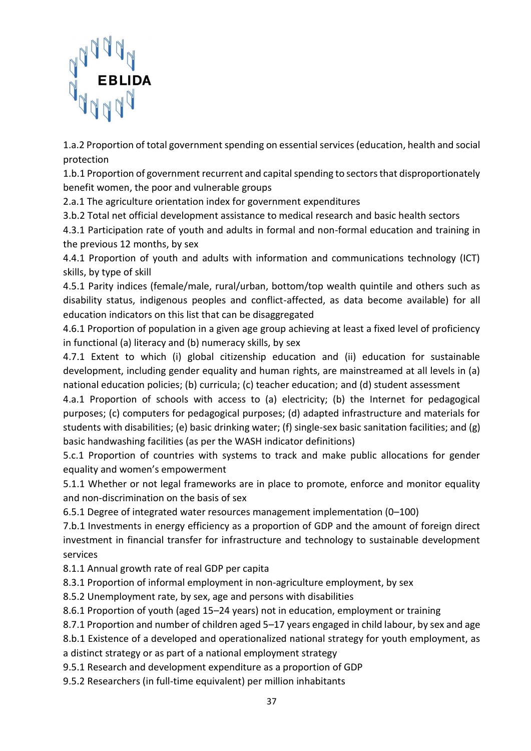1.a.2 Proportion of total government spending on essential services (education, health and social protection

1.b.1 Proportion of government recurrent and capital spending to sectors that disproportionately benefit women, the poor and vulnerable groups

2.a.1 The agriculture orientation index for government expenditures

3.b.2 Total net official development assistance to medical research and basic health sectors

4.3.1 Participation rate of youth and adults in formal and non-formal education and training in the previous 12 months, by sex

4.4.1 Proportion of youth and adults with information and communications technology (ICT) skills, by type of skill

4.5.1 Parity indices (female/male, rural/urban, bottom/top wealth quintile and others such as disability status, indigenous peoples and conflict-affected, as data become available) for all education indicators on this list that can be disaggregated

4.6.1 Proportion of population in a given age group achieving at least a fixed level of proficiency in functional (a) literacy and (b) numeracy skills, by sex

4.7.1 Extent to which (i) global citizenship education and (ii) education for sustainable development, including gender equality and human rights, are mainstreamed at all levels in (a) national education policies; (b) curricula; (c) teacher education; and (d) student assessment

4.a.1 Proportion of schools with access to (a) electricity; (b) the Internet for pedagogical purposes; (c) computers for pedagogical purposes; (d) adapted infrastructure and materials for students with disabilities; (e) basic drinking water; (f) single-sex basic sanitation facilities; and (g) basic handwashing facilities (as per the WASH indicator definitions)

5.c.1 Proportion of countries with systems to track and make public allocations for gender equality and women's empowerment

5.1.1 Whether or not legal frameworks are in place to promote, enforce and monitor equality and non-discrimination on the basis of sex

6.5.1 Degree of integrated water resources management implementation (0–100)

7.b.1 Investments in energy efficiency as a proportion of GDP and the amount of foreign direct investment in financial transfer for infrastructure and technology to sustainable development services

8.1.1 Annual growth rate of real GDP per capita

8.3.1 Proportion of informal employment in non-agriculture employment, by sex

8.5.2 Unemployment rate, by sex, age and persons with disabilities

8.6.1 Proportion of youth (aged 15–24 years) not in education, employment or training

8.7.1 Proportion and number of children aged 5–17 years engaged in child labour, by sex and age

8.b.1 Existence of a developed and operationalized national strategy for youth employment, as a distinct strategy or as part of a national employment strategy

9.5.1 Research and development expenditure as a proportion of GDP

9.5.2 Researchers (in full-time equivalent) per million inhabitants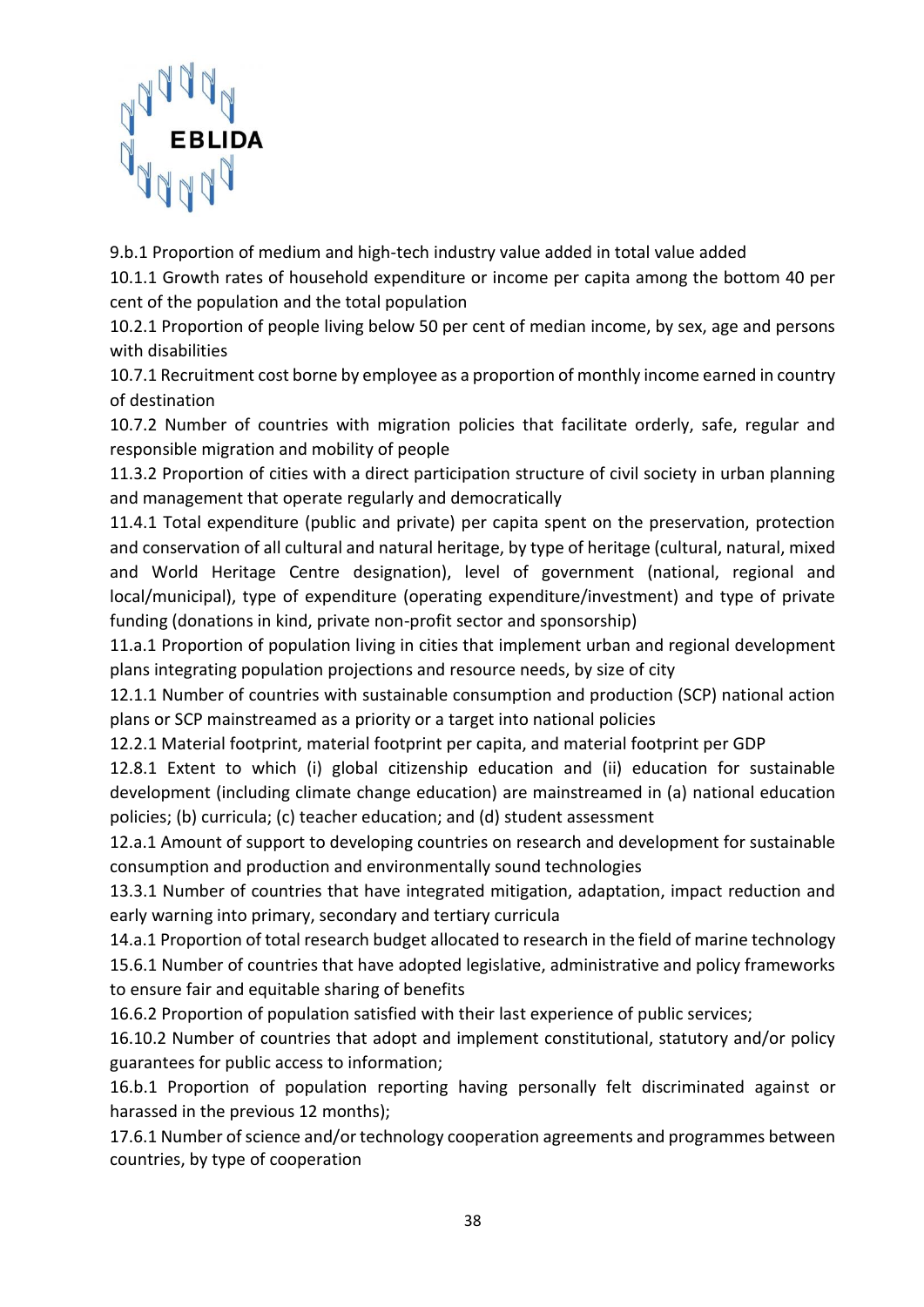9.b.1 Proportion of medium and high-tech industry value added in total value added

10.1.1 Growth rates of household expenditure or income per capita among the bottom 40 per cent of the population and the total population

10.2.1 Proportion of people living below 50 per cent of median income, by sex, age and persons with disabilities

10.7.1 Recruitment cost borne by employee as a proportion of monthly income earned in country of destination

10.7.2 Number of countries with migration policies that facilitate orderly, safe, regular and responsible migration and mobility of people

11.3.2 Proportion of cities with a direct participation structure of civil society in urban planning and management that operate regularly and democratically

11.4.1 Total expenditure (public and private) per capita spent on the preservation, protection and conservation of all cultural and natural heritage, by type of heritage (cultural, natural, mixed and World Heritage Centre designation), level of government (national, regional and local/municipal), type of expenditure (operating expenditure/investment) and type of private funding (donations in kind, private non-profit sector and sponsorship)

11.a.1 Proportion of population living in cities that implement urban and regional development plans integrating population projections and resource needs, by size of city

12.1.1 Number of countries with sustainable consumption and production (SCP) national action plans or SCP mainstreamed as a priority or a target into national policies

12.2.1 Material footprint, material footprint per capita, and material footprint per GDP

12.8.1 Extent to which (i) global citizenship education and (ii) education for sustainable development (including climate change education) are mainstreamed in (a) national education policies; (b) curricula; (c) teacher education; and (d) student assessment

12.a.1 Amount of support to developing countries on research and development for sustainable consumption and production and environmentally sound technologies

13.3.1 Number of countries that have integrated mitigation, adaptation, impact reduction and early warning into primary, secondary and tertiary curricula

14.a.1 Proportion of total research budget allocated to research in the field of marine technology

15.6.1 Number of countries that have adopted legislative, administrative and policy frameworks to ensure fair and equitable sharing of benefits

16.6.2 Proportion of population satisfied with their last experience of public services;

16.10.2 Number of countries that adopt and implement constitutional, statutory and/or policy guarantees for public access to information;

16.b.1 Proportion of population reporting having personally felt discriminated against or harassed in the previous 12 months);

17.6.1 Number of science and/or technology cooperation agreements and programmes between countries, by type of cooperation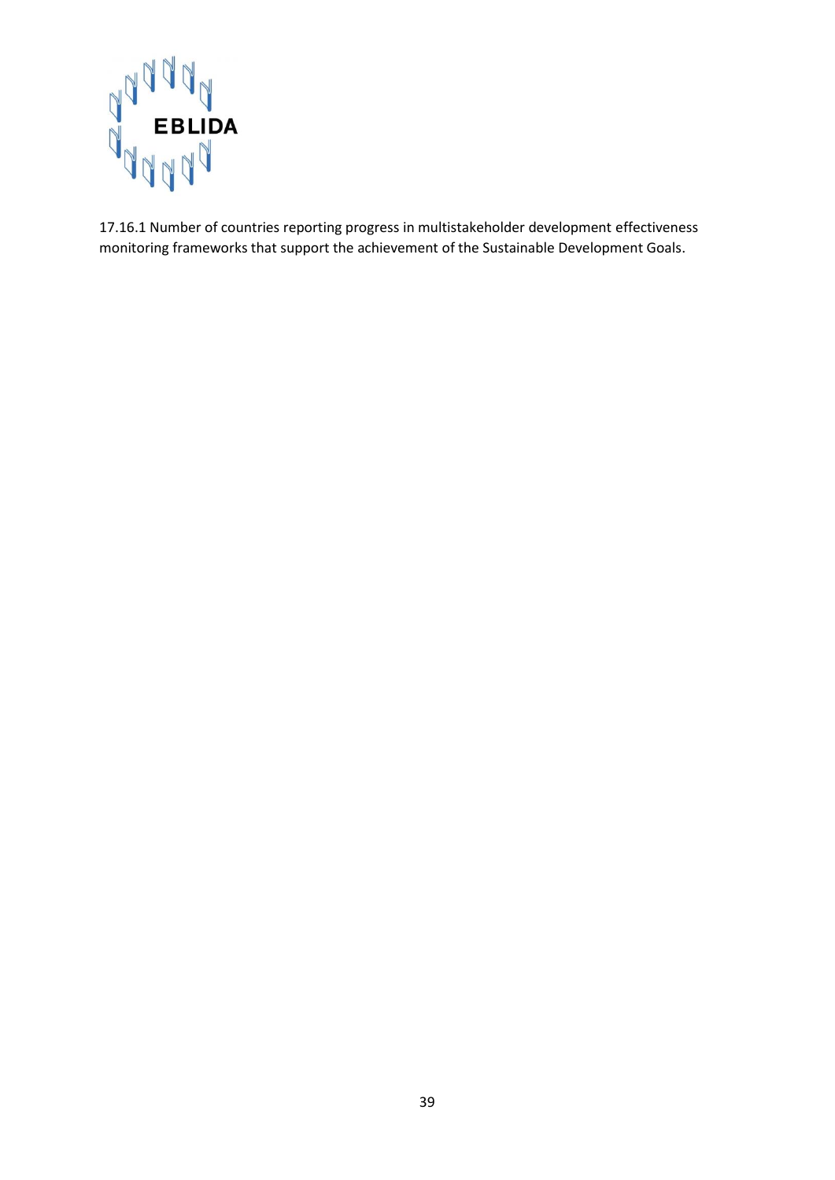17.16.1 Number of countries reporting progress in multistakeholder development effectiveness monitoring frameworks that support the achievement of the Sustainable Development Goals.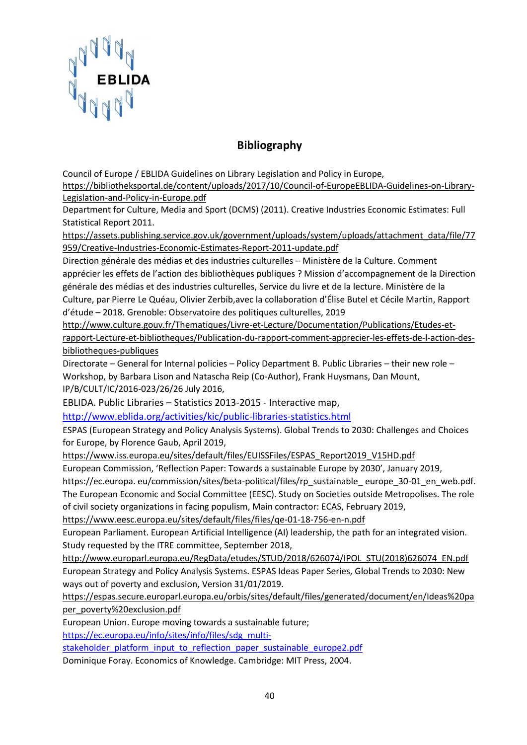## Bibliography

Council of Europe / EBLIDA Guidelines on Library Legislation and Policy in Europe, https://bibliotheksportal.de/content/uploads/2017/10/Council-of-EuropeEBLIDA-Guidelines-on-Library-Legislation-and-Policy-in-Europe.pdf

Department for Culture, Media and Sport (DCMS) (2011). Creative Industries Economic Estimates: Full Statistical Report 2011.
https://assets.publishing.service.gov.uk/government/uploads/system/uploads/attachment_data/file/77959/Creative-Industries-Economic-Estimates-Report-2011-update.pdf

Direction générale des médias et des industries culturelles – Ministère de la Culture. Comment apprécier les effets de l'action des bibliothèques publiques ? Mission d'accompagnement de la Direction générale des médias et des industries culturelles, Service du livre et de la lecture. Ministère de la Culture, par Pierre Le Quéau, Olivier Zerbib,avec la collaboration d'Élise Butel et Cécile Martin, Rapport d'étude – 2018. Grenoble: Observatoire des politiques culturelles, 2019
http://www.culture.gouv.fr/Thematiques/Livre-et-Lecture/Documentation/Publications/Etudes-et-rapport-Lecture-et-bibliotheques/Publication-du-rapport-comment-apprecier-les-effets-de-l-action-des-bibliotheques-publiques

Directorate – General for Internal policies – Policy Department B. Public Libraries – their new role – Workshop, by Barbara Lison and Natascha Reip (Co-Author), Frank Huysmans, Dan Mount, IP/B/CULT/IC/2016-023/26/26 July 2016,

EBLIDA. Public Libraries – Statistics 2013-2015 - Interactive map,
http://www.eblida.org/activities/kic/public-libraries-statistics.html

ESPAS (European Strategy and Policy Analysis Systems). Global Trends to 2030: Challenges and Choices for Europe, by Florence Gaub, April 2019,
https://www.iss.europa.eu/sites/default/files/EUISSFiles/ESPAS_Report2019_V15HD.pdf

European Commission, 'Reflection Paper: Towards a sustainable Europe by 2030', January 2019, https://ec.europa. eu/commission/sites/beta-political/files/rp_sustainable_ europe_30-01_en_web.pdf.

The European Economic and Social Committee (EESC). Study on Societies outside Metropolises. The role of civil society organizations in facing populism, Main contractor: ECAS, February 2019,
https://www.eesc.europa.eu/sites/default/files/files/qe-01-18-756-en-n.pdf

European Parliament. European Artificial Intelligence (AI) leadership, the path for an integrated vision. Study requested by the ITRE committee, September 2018,
http://www.europarl.europa.eu/RegData/etudes/STUD/2018/626074/IPOL_STU(2018)626074_EN.pdf

European Strategy and Policy Analysis Systems. ESPAS Ideas Paper Series, Global Trends to 2030: New ways out of poverty and exclusion, Version 31/01/2019.
https://espas.secure.europarl.europa.eu/orbis/sites/default/files/generated/document/en/Ideas%20paper_poverty%20exclusion.pdf

European Union. Europe moving towards a sustainable future;
https://ec.europa.eu/info/sites/info/files/sdg_multi-stakeholder_platform_input_to_reflection_paper_sustainable_europe2.pdf

Dominique Foray. Economics of Knowledge. Cambridge: MIT Press, 2004.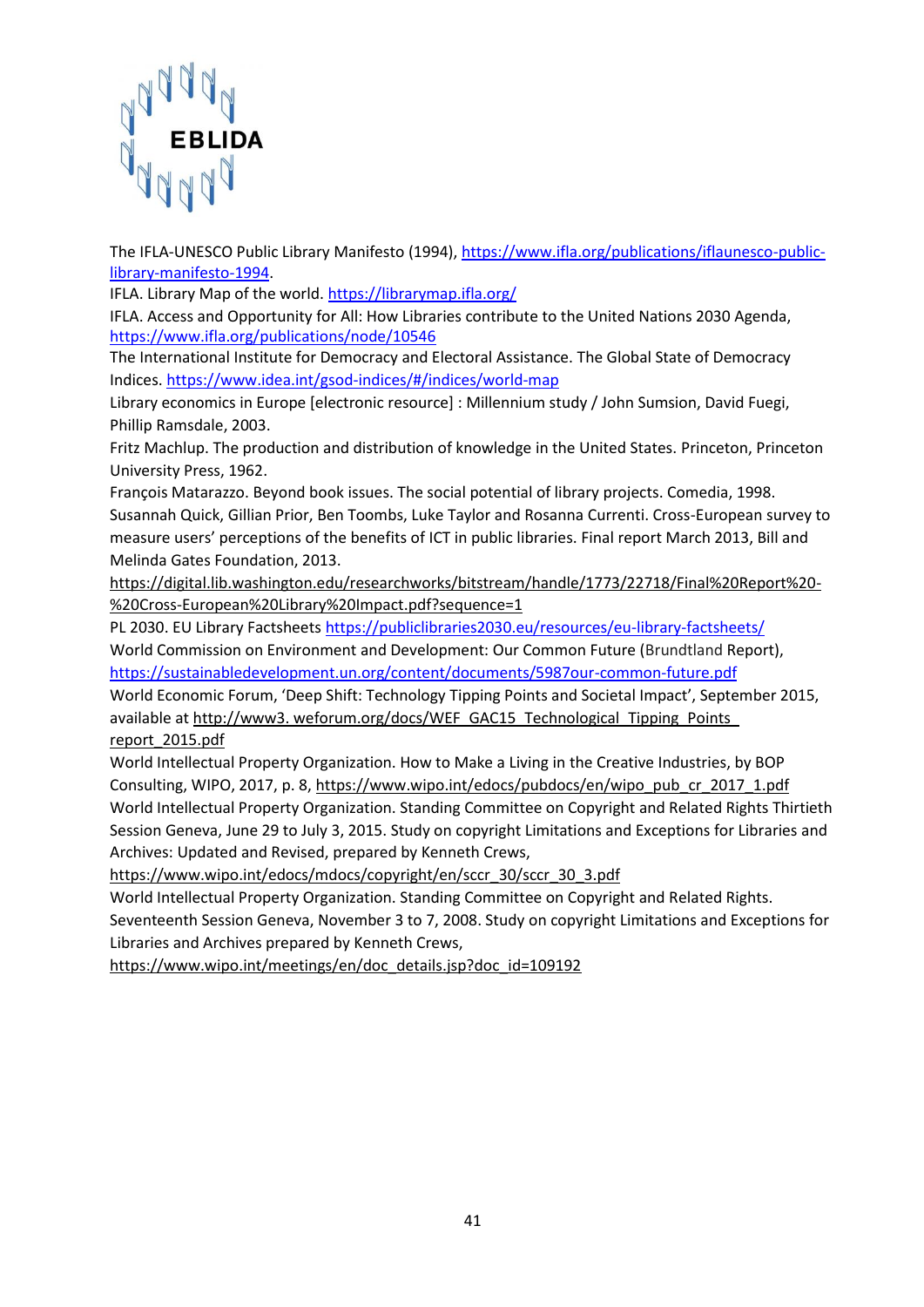The IFLA-UNESCO Public Library Manifesto (1994), https://www.ifla.org/publications/iflaunesco-public-library-manifesto-1994.

IFLA. Library Map of the world. https://librarymap.ifla.org/

IFLA. Access and Opportunity for All: How Libraries contribute to the United Nations 2030 Agenda, https://www.ifla.org/publications/node/10546

The International Institute for Democracy and Electoral Assistance. The Global State of Democracy Indices. https://www.idea.int/gsod-indices/#/indices/world-map

Library economics in Europe [electronic resource] : Millennium study / John Sumsion, David Fuegi, Phillip Ramsdale, 2003.

Fritz Machlup. The production and distribution of knowledge in the United States. Princeton, Princeton University Press, 1962.

François Matarazzo. Beyond book issues. The social potential of library projects. Comedia, 1998.

Susannah Quick, Gillian Prior, Ben Toombs, Luke Taylor and Rosanna Currenti. Cross-European survey to measure users' perceptions of the benefits of ICT in public libraries. Final report March 2013, Bill and Melinda Gates Foundation, 2013.

https://digital.lib.washington.edu/researchworks/bitstream/handle/1773/22718/Final%20Report%20-%20Cross-European%20Library%20Impact.pdf?sequence=1

PL 2030. EU Library Factsheets https://publiclibraries2030.eu/resources/eu-library-factsheets/

World Commission on Environment and Development: Our Common Future (Brundtland Report), https://sustainabledevelopment.un.org/content/documents/5987our-common-future.pdf

World Economic Forum, 'Deep Shift: Technology Tipping Points and Societal Impact', September 2015, available at http://www3. weforum.org/docs/WEF_GAC15_Technological_Tipping_Points_report_2015.pdf

World Intellectual Property Organization. How to Make a Living in the Creative Industries, by BOP Consulting, WIPO, 2017, p. 8, https://www.wipo.int/edocs/pubdocs/en/wipo_pub_cr_2017_1.pdf

World Intellectual Property Organization. Standing Committee on Copyright and Related Rights Thirtieth Session Geneva, June 29 to July 3, 2015. Study on copyright Limitations and Exceptions for Libraries and Archives: Updated and Revised, prepared by Kenneth Crews, https://www.wipo.int/edocs/mdocs/copyright/en/sccr_30/sccr_30_3.pdf

World Intellectual Property Organization. Standing Committee on Copyright and Related Rights. Seventeenth Session Geneva, November 3 to 7, 2008. Study on copyright Limitations and Exceptions for Libraries and Archives prepared by Kenneth Crews, https://www.wipo.int/meetings/en/doc_details.jsp?doc_id=109192